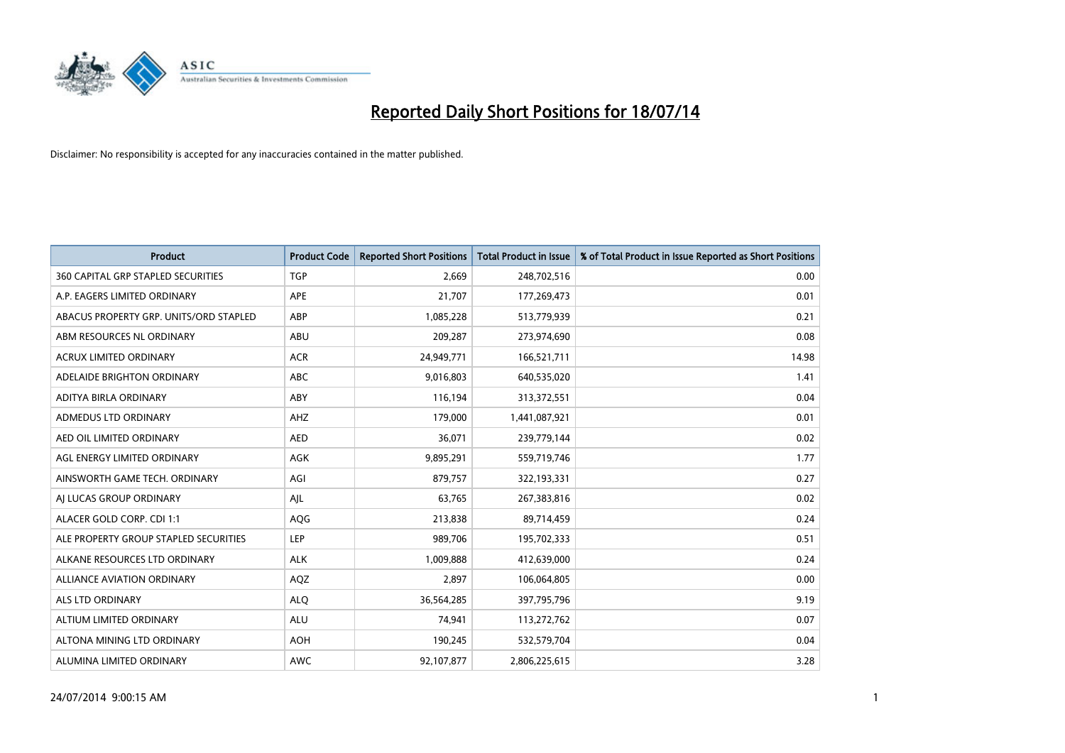# Reported Daily Short Positions for 18/07/14

Disclaimer: No responsibility is accepted for any inaccuracies contained in the matter published.

| Product | Product Code | Reported Short Positions | Total Product in Issue | % of Total Product in Issue Reported as Short Positions |
|---|---|---|---|---|
| 360 CAPITAL GRP STAPLED SECURITIES | TGP | 2,669 | 248,702,516 | 0.00 |
| A.P. EAGERS LIMITED ORDINARY | APE | 21,707 | 177,269,473 | 0.01 |
| ABACUS PROPERTY GRP. UNITS/ORD STAPLED | ABP | 1,085,228 | 513,779,939 | 0.21 |
| ABM RESOURCES NL ORDINARY | ABU | 209,287 | 273,974,690 | 0.08 |
| ACRUX LIMITED ORDINARY | ACR | 24,949,771 | 166,521,711 | 14.98 |
| ADELAIDE BRIGHTON ORDINARY | ABC | 9,016,803 | 640,535,020 | 1.41 |
| ADITYA BIRLA ORDINARY | ABY | 116,194 | 313,372,551 | 0.04 |
| ADMEDUS LTD ORDINARY | AHZ | 179,000 | 1,441,087,921 | 0.01 |
| AED OIL LIMITED ORDINARY | AED | 36,071 | 239,779,144 | 0.02 |
| AGL ENERGY LIMITED ORDINARY | AGK | 9,895,291 | 559,719,746 | 1.77 |
| AINSWORTH GAME TECH. ORDINARY | AGI | 879,757 | 322,193,331 | 0.27 |
| AJ LUCAS GROUP ORDINARY | AJL | 63,765 | 267,383,816 | 0.02 |
| ALACER GOLD CORP. CDI 1:1 | AQG | 213,838 | 89,714,459 | 0.24 |
| ALE PROPERTY GROUP STAPLED SECURITIES | LEP | 989,706 | 195,702,333 | 0.51 |
| ALKANE RESOURCES LTD ORDINARY | ALK | 1,009,888 | 412,639,000 | 0.24 |
| ALLIANCE AVIATION ORDINARY | AQZ | 2,897 | 106,064,805 | 0.00 |
| ALS LTD ORDINARY | ALQ | 36,564,285 | 397,795,796 | 9.19 |
| ALTIUM LIMITED ORDINARY | ALU | 74,941 | 113,272,762 | 0.07 |
| ALTONA MINING LTD ORDINARY | AOH | 190,245 | 532,579,704 | 0.04 |
| ALUMINA LIMITED ORDINARY | AWC | 92,107,877 | 2,806,225,615 | 3.28 |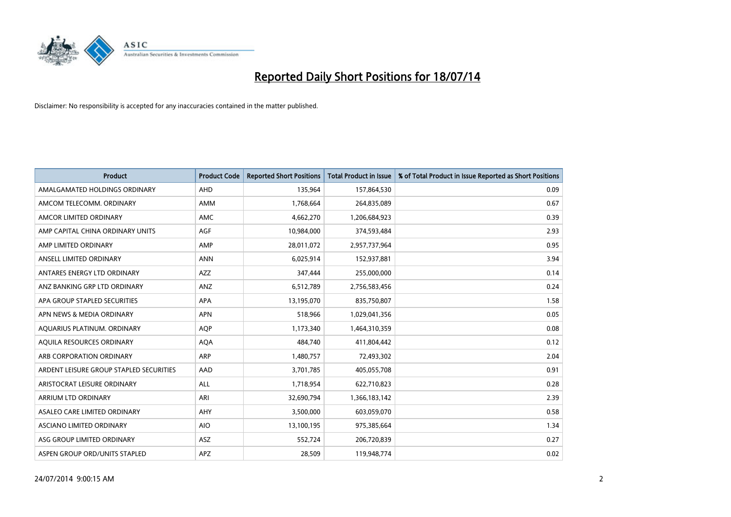# Reported Daily Short Positions for 18/07/14

Disclaimer: No responsibility is accepted for any inaccuracies contained in the matter published.

| Product | Product Code | Reported Short Positions | Total Product in Issue | % of Total Product in Issue Reported as Short Positions |
|---|---|---|---|---|
| AMALGAMATED HOLDINGS ORDINARY | AHD | 135,964 | 157,864,530 | 0.09 |
| AMCOM TELECOMM. ORDINARY | AMM | 1,768,664 | 264,835,089 | 0.67 |
| AMCOR LIMITED ORDINARY | AMC | 4,662,270 | 1,206,684,923 | 0.39 |
| AMP CAPITAL CHINA ORDINARY UNITS | AGF | 10,984,000 | 374,593,484 | 2.93 |
| AMP LIMITED ORDINARY | AMP | 28,011,072 | 2,957,737,964 | 0.95 |
| ANSELL LIMITED ORDINARY | ANN | 6,025,914 | 152,937,881 | 3.94 |
| ANTARES ENERGY LTD ORDINARY | AZZ | 347,444 | 255,000,000 | 0.14 |
| ANZ BANKING GRP LTD ORDINARY | ANZ | 6,512,789 | 2,756,583,456 | 0.24 |
| APA GROUP STAPLED SECURITIES | APA | 13,195,070 | 835,750,807 | 1.58 |
| APN NEWS & MEDIA ORDINARY | APN | 518,966 | 1,029,041,356 | 0.05 |
| AQUARIUS PLATINUM. ORDINARY | AQP | 1,173,340 | 1,464,310,359 | 0.08 |
| AQUILA RESOURCES ORDINARY | AQA | 484,740 | 411,804,442 | 0.12 |
| ARB CORPORATION ORDINARY | ARP | 1,480,757 | 72,493,302 | 2.04 |
| ARDENT LEISURE GROUP STAPLED SECURITIES | AAD | 3,701,785 | 405,055,708 | 0.91 |
| ARISTOCRAT LEISURE ORDINARY | ALL | 1,718,954 | 622,710,823 | 0.28 |
| ARRIUM LTD ORDINARY | ARI | 32,690,794 | 1,366,183,142 | 2.39 |
| ASALEO CARE LIMITED ORDINARY | AHY | 3,500,000 | 603,059,070 | 0.58 |
| ASCIANO LIMITED ORDINARY | AIO | 13,100,195 | 975,385,664 | 1.34 |
| ASG GROUP LIMITED ORDINARY | ASZ | 552,724 | 206,720,839 | 0.27 |
| ASPEN GROUP ORD/UNITS STAPLED | APZ | 28,509 | 119,948,774 | 0.02 |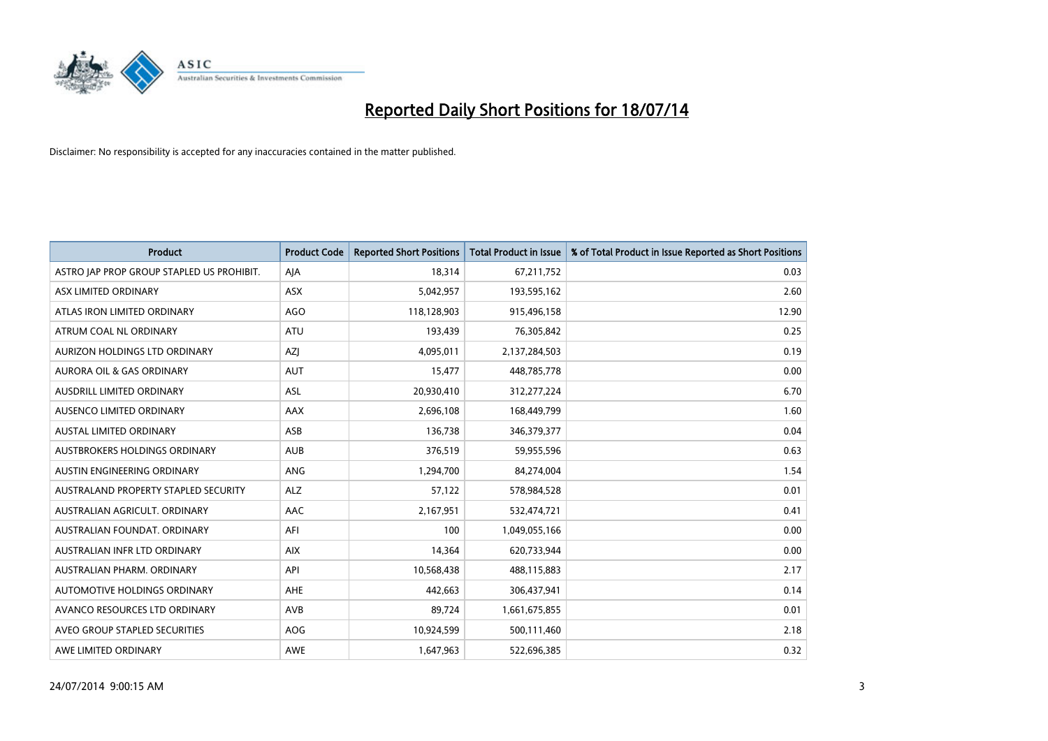# Reported Daily Short Positions for 18/07/14

Disclaimer: No responsibility is accepted for any inaccuracies contained in the matter published.

| Product | Product Code | Reported Short Positions | Total Product in Issue | % of Total Product in Issue Reported as Short Positions |
|---|---|---|---|---|
| ASTRO JAP PROP GROUP STAPLED US PROHIBIT. | AJA | 18,314 | 67,211,752 | 0.03 |
| ASX LIMITED ORDINARY | ASX | 5,042,957 | 193,595,162 | 2.60 |
| ATLAS IRON LIMITED ORDINARY | AGO | 118,128,903 | 915,496,158 | 12.90 |
| ATRUM COAL NL ORDINARY | ATU | 193,439 | 76,305,842 | 0.25 |
| AURIZON HOLDINGS LTD ORDINARY | AZJ | 4,095,011 | 2,137,284,503 | 0.19 |
| AURORA OIL & GAS ORDINARY | AUT | 15,477 | 448,785,778 | 0.00 |
| AUSDRILL LIMITED ORDINARY | ASL | 20,930,410 | 312,277,224 | 6.70 |
| AUSENCO LIMITED ORDINARY | AAX | 2,696,108 | 168,449,799 | 1.60 |
| AUSTAL LIMITED ORDINARY | ASB | 136,738 | 346,379,377 | 0.04 |
| AUSTBROKERS HOLDINGS ORDINARY | AUB | 376,519 | 59,955,596 | 0.63 |
| AUSTIN ENGINEERING ORDINARY | ANG | 1,294,700 | 84,274,004 | 1.54 |
| AUSTRALAND PROPERTY STAPLED SECURITY | ALZ | 57,122 | 578,984,528 | 0.01 |
| AUSTRALIAN AGRICULT. ORDINARY | AAC | 2,167,951 | 532,474,721 | 0.41 |
| AUSTRALIAN FOUNDAT. ORDINARY | AFI | 100 | 1,049,055,166 | 0.00 |
| AUSTRALIAN INFR LTD ORDINARY | AIX | 14,364 | 620,733,944 | 0.00 |
| AUSTRALIAN PHARM. ORDINARY | API | 10,568,438 | 488,115,883 | 2.17 |
| AUTOMOTIVE HOLDINGS ORDINARY | AHE | 442,663 | 306,437,941 | 0.14 |
| AVANCO RESOURCES LTD ORDINARY | AVB | 89,724 | 1,661,675,855 | 0.01 |
| AVEO GROUP STAPLED SECURITIES | AOG | 10,924,599 | 500,111,460 | 2.18 |
| AWE LIMITED ORDINARY | AWE | 1,647,963 | 522,696,385 | 0.32 |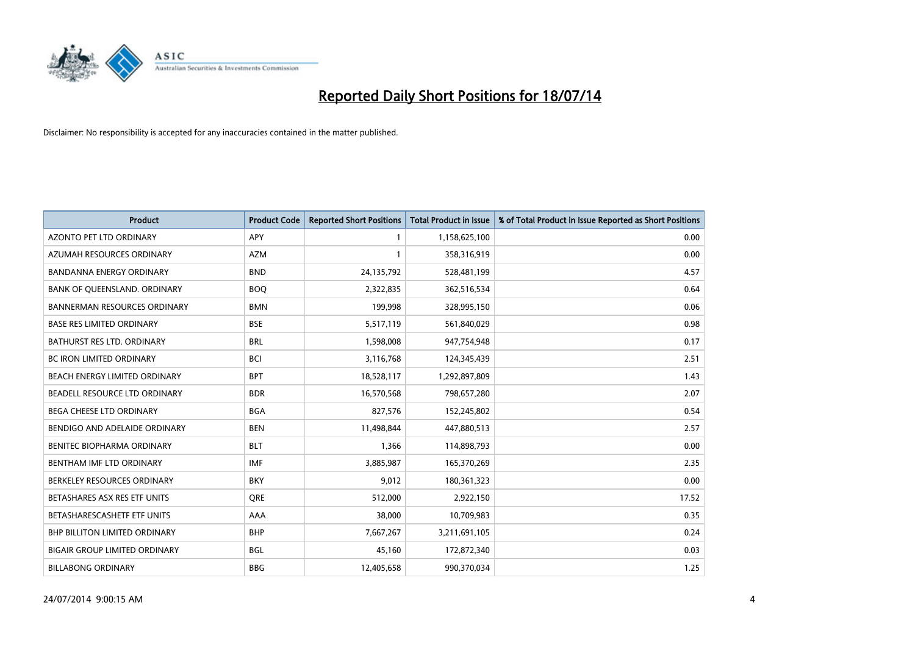# Reported Daily Short Positions for 18/07/14

Disclaimer: No responsibility is accepted for any inaccuracies contained in the matter published.

| Product | Product Code | Reported Short Positions | Total Product in Issue | % of Total Product in Issue Reported as Short Positions |
|---|---|---|---|---|
| AZONTO PET LTD ORDINARY | APY | 1 | 1,158,625,100 | 0.00 |
| AZUMAH RESOURCES ORDINARY | AZM | 1 | 358,316,919 | 0.00 |
| BANDANNA ENERGY ORDINARY | BND | 24,135,792 | 528,481,199 | 4.57 |
| BANK OF QUEENSLAND. ORDINARY | BOQ | 2,322,835 | 362,516,534 | 0.64 |
| BANNERMAN RESOURCES ORDINARY | BMN | 199,998 | 328,995,150 | 0.06 |
| BASE RES LIMITED ORDINARY | BSE | 5,517,119 | 561,840,029 | 0.98 |
| BATHURST RES LTD. ORDINARY | BRL | 1,598,008 | 947,754,948 | 0.17 |
| BC IRON LIMITED ORDINARY | BCI | 3,116,768 | 124,345,439 | 2.51 |
| BEACH ENERGY LIMITED ORDINARY | BPT | 18,528,117 | 1,292,897,809 | 1.43 |
| BEADELL RESOURCE LTD ORDINARY | BDR | 16,570,568 | 798,657,280 | 2.07 |
| BEGA CHEESE LTD ORDINARY | BGA | 827,576 | 152,245,802 | 0.54 |
| BENDIGO AND ADELAIDE ORDINARY | BEN | 11,498,844 | 447,880,513 | 2.57 |
| BENITEC BIOPHARMA ORDINARY | BLT | 1,366 | 114,898,793 | 0.00 |
| BENTHAM IMF LTD ORDINARY | IMF | 3,885,987 | 165,370,269 | 2.35 |
| BERKELEY RESOURCES ORDINARY | BKY | 9,012 | 180,361,323 | 0.00 |
| BETASHARES ASX RES ETF UNITS | QRE | 512,000 | 2,922,150 | 17.52 |
| BETASHARESCASHETF ETF UNITS | AAA | 38,000 | 10,709,983 | 0.35 |
| BHP BILLITON LIMITED ORDINARY | BHP | 7,667,267 | 3,211,691,105 | 0.24 |
| BIGAIR GROUP LIMITED ORDINARY | BGL | 45,160 | 172,872,340 | 0.03 |
| BILLABONG ORDINARY | BBG | 12,405,658 | 990,370,034 | 1.25 |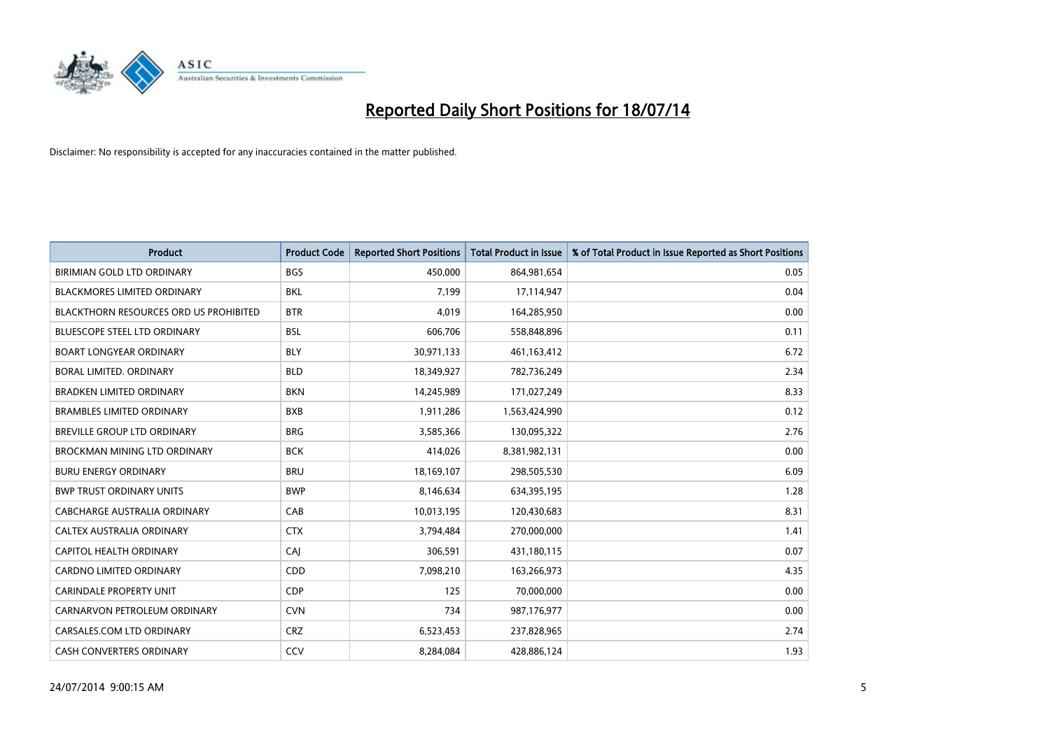# Reported Daily Short Positions for 18/07/14

Disclaimer: No responsibility is accepted for any inaccuracies contained in the matter published.

| Product | Product Code | Reported Short Positions | Total Product in Issue | % of Total Product in Issue Reported as Short Positions |
|---|---|---|---|---|
| BIRIMIAN GOLD LTD ORDINARY | BGS | 450,000 | 864,981,654 | 0.05 |
| BLACKMORES LIMITED ORDINARY | BKL | 7,199 | 17,114,947 | 0.04 |
| BLACKTHORN RESOURCES ORD US PROHIBITED | BTR | 4,019 | 164,285,950 | 0.00 |
| BLUESCOPE STEEL LTD ORDINARY | BSL | 606,706 | 558,848,896 | 0.11 |
| BOART LONGYEAR ORDINARY | BLY | 30,971,133 | 461,163,412 | 6.72 |
| BORAL LIMITED. ORDINARY | BLD | 18,349,927 | 782,736,249 | 2.34 |
| BRADKEN LIMITED ORDINARY | BKN | 14,245,989 | 171,027,249 | 8.33 |
| BRAMBLES LIMITED ORDINARY | BXB | 1,911,286 | 1,563,424,990 | 0.12 |
| BREVILLE GROUP LTD ORDINARY | BRG | 3,585,366 | 130,095,322 | 2.76 |
| BROCKMAN MINING LTD ORDINARY | BCK | 414,026 | 8,381,982,131 | 0.00 |
| BURU ENERGY ORDINARY | BRU | 18,169,107 | 298,505,530 | 6.09 |
| BWP TRUST ORDINARY UNITS | BWP | 8,146,634 | 634,395,195 | 1.28 |
| CABCHARGE AUSTRALIA ORDINARY | CAB | 10,013,195 | 120,430,683 | 8.31 |
| CALTEX AUSTRALIA ORDINARY | CTX | 3,794,484 | 270,000,000 | 1.41 |
| CAPITOL HEALTH ORDINARY | CAJ | 306,591 | 431,180,115 | 0.07 |
| CARDNO LIMITED ORDINARY | CDD | 7,098,210 | 163,266,973 | 4.35 |
| CARINDALE PROPERTY UNIT | CDP | 125 | 70,000,000 | 0.00 |
| CARNARVON PETROLEUM ORDINARY | CVN | 734 | 987,176,977 | 0.00 |
| CARSALES.COM LTD ORDINARY | CRZ | 6,523,453 | 237,828,965 | 2.74 |
| CASH CONVERTERS ORDINARY | CCV | 8,284,084 | 428,886,124 | 1.93 |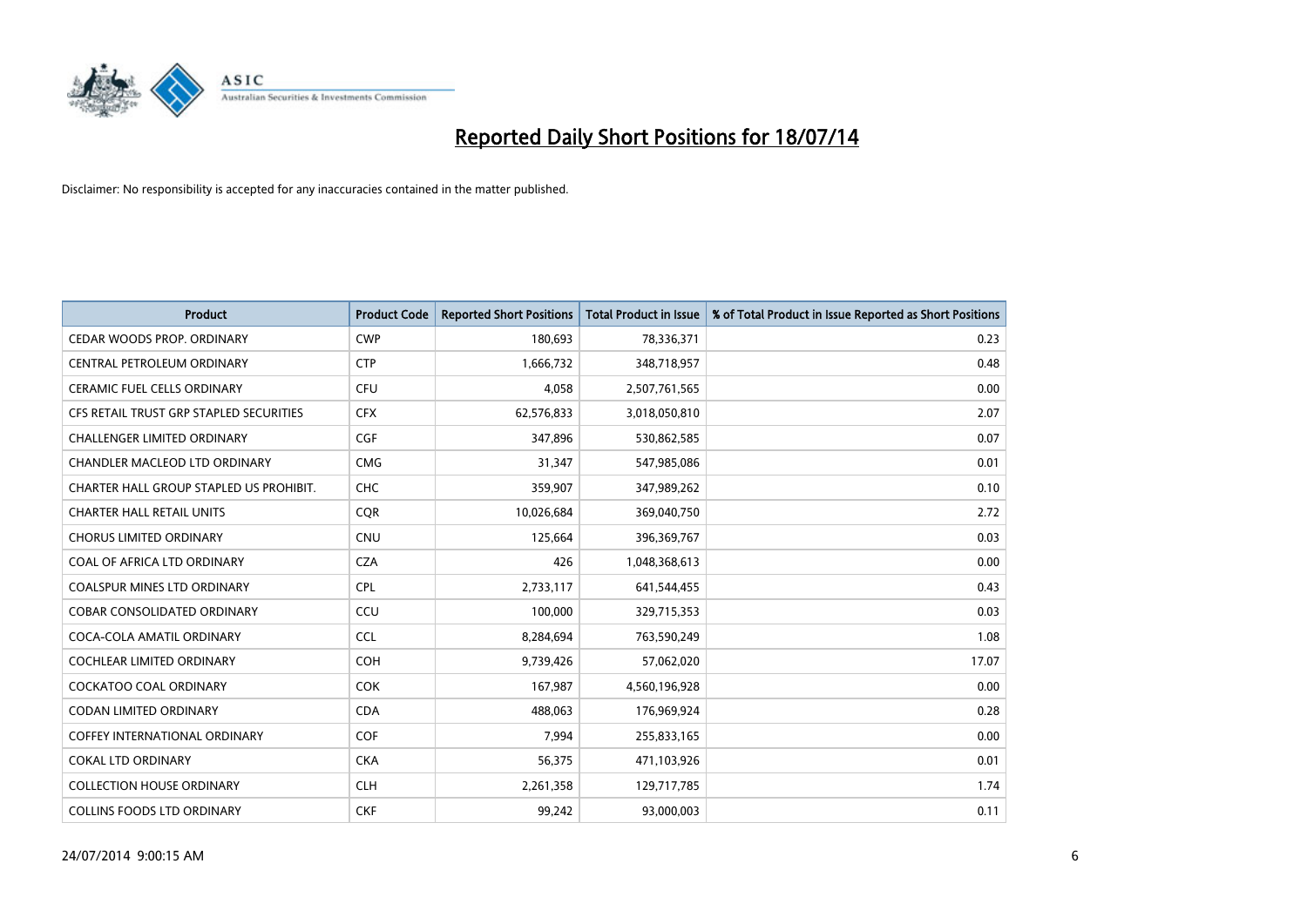# Reported Daily Short Positions for 18/07/14

Disclaimer: No responsibility is accepted for any inaccuracies contained in the matter published.

| Product | Product Code | Reported Short Positions | Total Product in Issue | % of Total Product in Issue Reported as Short Positions |
|---|---|---|---|---|
| CEDAR WOODS PROP. ORDINARY | CWP | 180,693 | 78,336,371 | 0.23 |
| CENTRAL PETROLEUM ORDINARY | CTP | 1,666,732 | 348,718,957 | 0.48 |
| CERAMIC FUEL CELLS ORDINARY | CFU | 4,058 | 2,507,761,565 | 0.00 |
| CFS RETAIL TRUST GRP STAPLED SECURITIES | CFX | 62,576,833 | 3,018,050,810 | 2.07 |
| CHALLENGER LIMITED ORDINARY | CGF | 347,896 | 530,862,585 | 0.07 |
| CHANDLER MACLEOD LTD ORDINARY | CMG | 31,347 | 547,985,086 | 0.01 |
| CHARTER HALL GROUP STAPLED US PROHIBIT. | CHC | 359,907 | 347,989,262 | 0.10 |
| CHARTER HALL RETAIL UNITS | CQR | 10,026,684 | 369,040,750 | 2.72 |
| CHORUS LIMITED ORDINARY | CNU | 125,664 | 396,369,767 | 0.03 |
| COAL OF AFRICA LTD ORDINARY | CZA | 426 | 1,048,368,613 | 0.00 |
| COALSPUR MINES LTD ORDINARY | CPL | 2,733,117 | 641,544,455 | 0.43 |
| COBAR CONSOLIDATED ORDINARY | CCU | 100,000 | 329,715,353 | 0.03 |
| COCA-COLA AMATIL ORDINARY | CCL | 8,284,694 | 763,590,249 | 1.08 |
| COCHLEAR LIMITED ORDINARY | COH | 9,739,426 | 57,062,020 | 17.07 |
| COCKATOO COAL ORDINARY | COK | 167,987 | 4,560,196,928 | 0.00 |
| CODAN LIMITED ORDINARY | CDA | 488,063 | 176,969,924 | 0.28 |
| COFFEY INTERNATIONAL ORDINARY | COF | 7,994 | 255,833,165 | 0.00 |
| COKAL LTD ORDINARY | CKA | 56,375 | 471,103,926 | 0.01 |
| COLLECTION HOUSE ORDINARY | CLH | 2,261,358 | 129,717,785 | 1.74 |
| COLLINS FOODS LTD ORDINARY | CKF | 99,242 | 93,000,003 | 0.11 |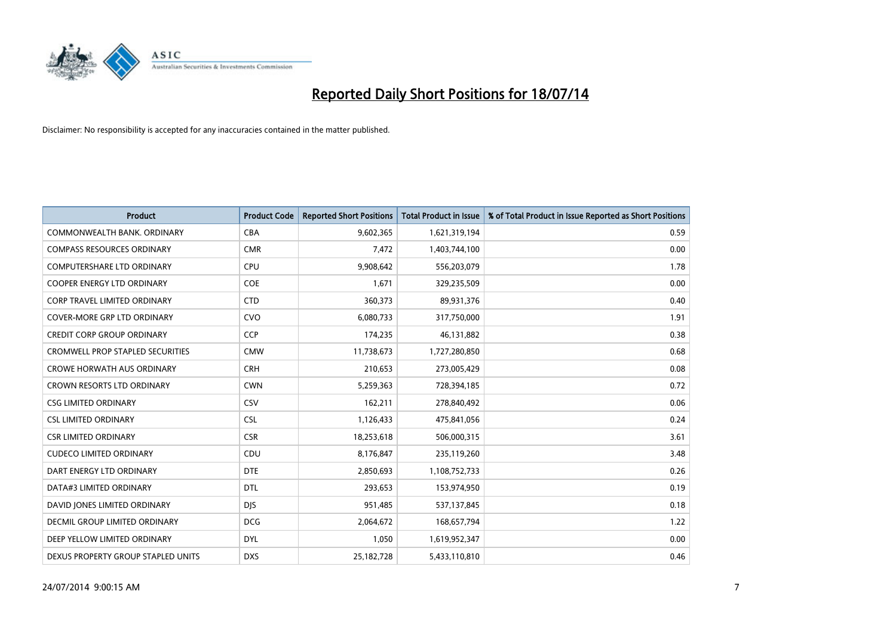# Reported Daily Short Positions for 18/07/14

Disclaimer: No responsibility is accepted for any inaccuracies contained in the matter published.

| Product | Product Code | Reported Short Positions | Total Product in Issue | % of Total Product in Issue Reported as Short Positions |
|---|---|---|---|---|
| COMMONWEALTH BANK. ORDINARY | CBA | 9,602,365 | 1,621,319,194 | 0.59 |
| COMPASS RESOURCES ORDINARY | CMR | 7,472 | 1,403,744,100 | 0.00 |
| COMPUTERSHARE LTD ORDINARY | CPU | 9,908,642 | 556,203,079 | 1.78 |
| COOPER ENERGY LTD ORDINARY | COE | 1,671 | 329,235,509 | 0.00 |
| CORP TRAVEL LIMITED ORDINARY | CTD | 360,373 | 89,931,376 | 0.40 |
| COVER-MORE GRP LTD ORDINARY | CVO | 6,080,733 | 317,750,000 | 1.91 |
| CREDIT CORP GROUP ORDINARY | CCP | 174,235 | 46,131,882 | 0.38 |
| CROMWELL PROP STAPLED SECURITIES | CMW | 11,738,673 | 1,727,280,850 | 0.68 |
| CROWE HORWATH AUS ORDINARY | CRH | 210,653 | 273,005,429 | 0.08 |
| CROWN RESORTS LTD ORDINARY | CWN | 5,259,363 | 728,394,185 | 0.72 |
| CSG LIMITED ORDINARY | CSV | 162,211 | 278,840,492 | 0.06 |
| CSL LIMITED ORDINARY | CSL | 1,126,433 | 475,841,056 | 0.24 |
| CSR LIMITED ORDINARY | CSR | 18,253,618 | 506,000,315 | 3.61 |
| CUDECO LIMITED ORDINARY | CDU | 8,176,847 | 235,119,260 | 3.48 |
| DART ENERGY LTD ORDINARY | DTE | 2,850,693 | 1,108,752,733 | 0.26 |
| DATA#3 LIMITED ORDINARY | DTL | 293,653 | 153,974,950 | 0.19 |
| DAVID JONES LIMITED ORDINARY | DJS | 951,485 | 537,137,845 | 0.18 |
| DECMIL GROUP LIMITED ORDINARY | DCG | 2,064,672 | 168,657,794 | 1.22 |
| DEEP YELLOW LIMITED ORDINARY | DYL | 1,050 | 1,619,952,347 | 0.00 |
| DEXUS PROPERTY GROUP STAPLED UNITS | DXS | 25,182,728 | 5,433,110,810 | 0.46 |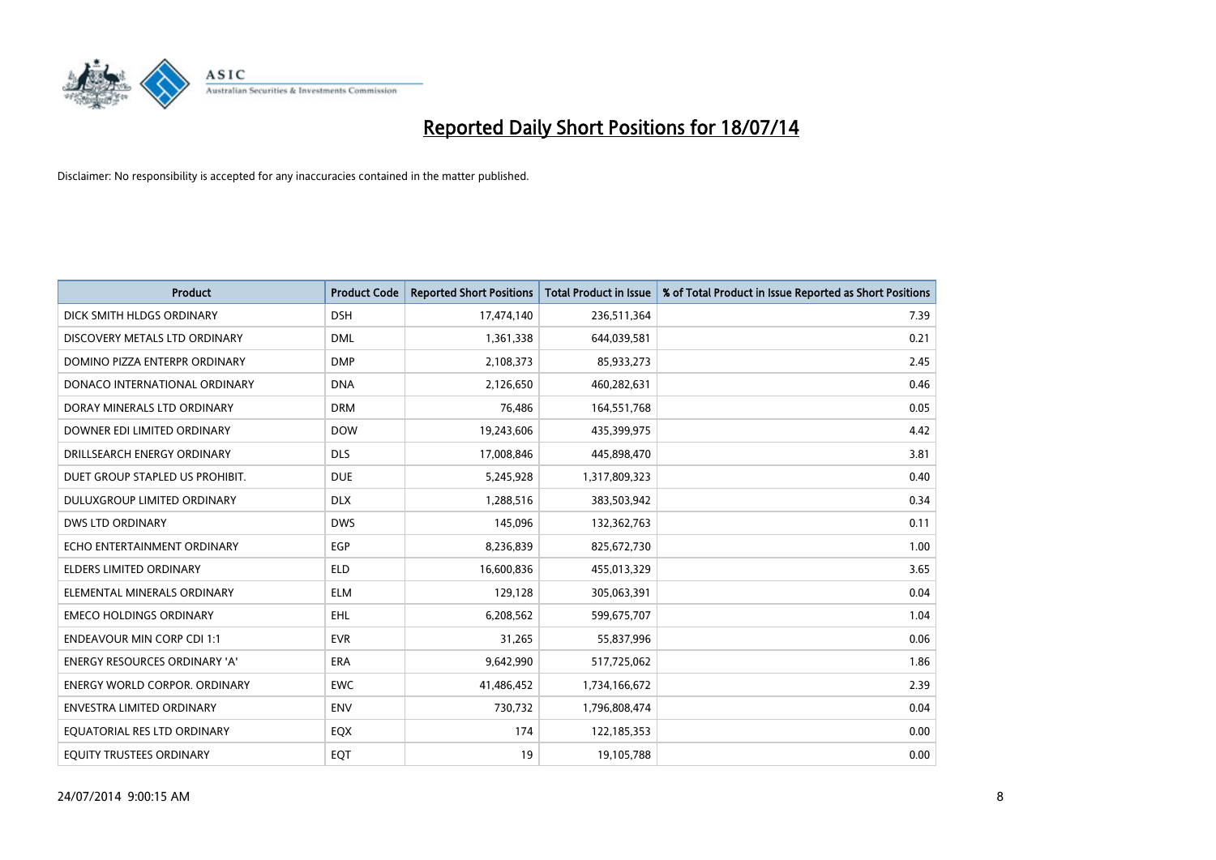# Reported Daily Short Positions for 18/07/14

Disclaimer: No responsibility is accepted for any inaccuracies contained in the matter published.

| Product | Product Code | Reported Short Positions | Total Product in Issue | % of Total Product in Issue Reported as Short Positions |
|---|---|---|---|---|
| DICK SMITH HLDGS ORDINARY | DSH | 17,474,140 | 236,511,364 | 7.39 |
| DISCOVERY METALS LTD ORDINARY | DML | 1,361,338 | 644,039,581 | 0.21 |
| DOMINO PIZZA ENTERPR ORDINARY | DMP | 2,108,373 | 85,933,273 | 2.45 |
| DONACO INTERNATIONAL ORDINARY | DNA | 2,126,650 | 460,282,631 | 0.46 |
| DORAY MINERALS LTD ORDINARY | DRM | 76,486 | 164,551,768 | 0.05 |
| DOWNER EDI LIMITED ORDINARY | DOW | 19,243,606 | 435,399,975 | 4.42 |
| DRILLSEARCH ENERGY ORDINARY | DLS | 17,008,846 | 445,898,470 | 3.81 |
| DUET GROUP STAPLED US PROHIBIT. | DUE | 5,245,928 | 1,317,809,323 | 0.40 |
| DULUXGROUP LIMITED ORDINARY | DLX | 1,288,516 | 383,503,942 | 0.34 |
| DWS LTD ORDINARY | DWS | 145,096 | 132,362,763 | 0.11 |
| ECHO ENTERTAINMENT ORDINARY | EGP | 8,236,839 | 825,672,730 | 1.00 |
| ELDERS LIMITED ORDINARY | ELD | 16,600,836 | 455,013,329 | 3.65 |
| ELEMENTAL MINERALS ORDINARY | ELM | 129,128 | 305,063,391 | 0.04 |
| EMECO HOLDINGS ORDINARY | EHL | 6,208,562 | 599,675,707 | 1.04 |
| ENDEAVOUR MIN CORP CDI 1:1 | EVR | 31,265 | 55,837,996 | 0.06 |
| ENERGY RESOURCES ORDINARY 'A' | ERA | 9,642,990 | 517,725,062 | 1.86 |
| ENERGY WORLD CORPOR. ORDINARY | EWC | 41,486,452 | 1,734,166,672 | 2.39 |
| ENVESTRA LIMITED ORDINARY | ENV | 730,732 | 1,796,808,474 | 0.04 |
| EQUATORIAL RES LTD ORDINARY | EQX | 174 | 122,185,353 | 0.00 |
| EQUITY TRUSTEES ORDINARY | EQT | 19 | 19,105,788 | 0.00 |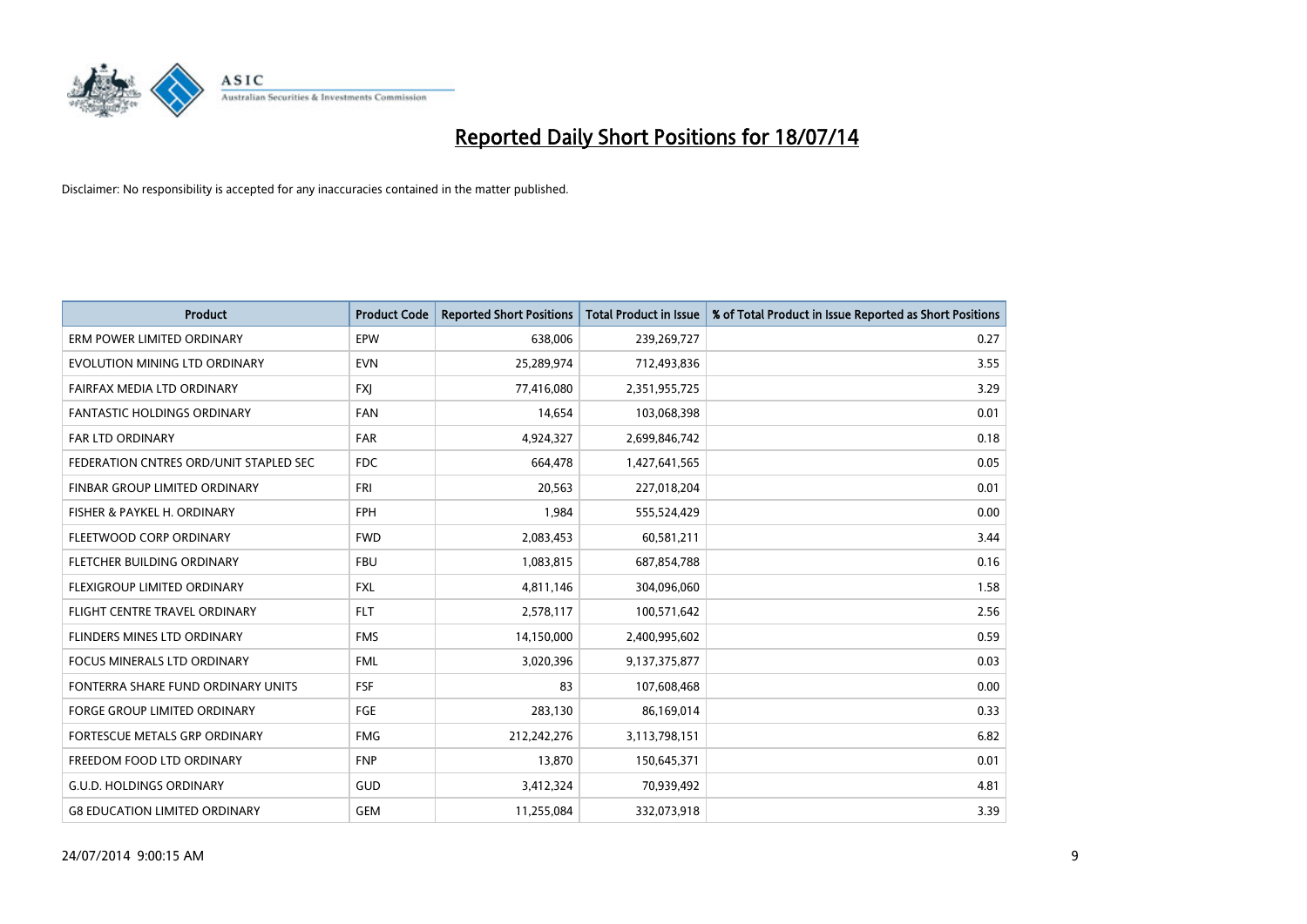# Reported Daily Short Positions for 18/07/14

Disclaimer: No responsibility is accepted for any inaccuracies contained in the matter published.

| Product | Product Code | Reported Short Positions | Total Product in Issue | % of Total Product in Issue Reported as Short Positions |
|---|---|---|---|---|
| ERM POWER LIMITED ORDINARY | EPW | 638,006 | 239,269,727 | 0.27 |
| EVOLUTION MINING LTD ORDINARY | EVN | 25,289,974 | 712,493,836 | 3.55 |
| FAIRFAX MEDIA LTD ORDINARY | FXJ | 77,416,080 | 2,351,955,725 | 3.29 |
| FANTASTIC HOLDINGS ORDINARY | FAN | 14,654 | 103,068,398 | 0.01 |
| FAR LTD ORDINARY | FAR | 4,924,327 | 2,699,846,742 | 0.18 |
| FEDERATION CNTRES ORD/UNIT STAPLED SEC | FDC | 664,478 | 1,427,641,565 | 0.05 |
| FINBAR GROUP LIMITED ORDINARY | FRI | 20,563 | 227,018,204 | 0.01 |
| FISHER & PAYKEL H. ORDINARY | FPH | 1,984 | 555,524,429 | 0.00 |
| FLEETWOOD CORP ORDINARY | FWD | 2,083,453 | 60,581,211 | 3.44 |
| FLETCHER BUILDING ORDINARY | FBU | 1,083,815 | 687,854,788 | 0.16 |
| FLEXIGROUP LIMITED ORDINARY | FXL | 4,811,146 | 304,096,060 | 1.58 |
| FLIGHT CENTRE TRAVEL ORDINARY | FLT | 2,578,117 | 100,571,642 | 2.56 |
| FLINDERS MINES LTD ORDINARY | FMS | 14,150,000 | 2,400,995,602 | 0.59 |
| FOCUS MINERALS LTD ORDINARY | FML | 3,020,396 | 9,137,375,877 | 0.03 |
| FONTERRA SHARE FUND ORDINARY UNITS | FSF | 83 | 107,608,468 | 0.00 |
| FORGE GROUP LIMITED ORDINARY | FGE | 283,130 | 86,169,014 | 0.33 |
| FORTESCUE METALS GRP ORDINARY | FMG | 212,242,276 | 3,113,798,151 | 6.82 |
| FREEDOM FOOD LTD ORDINARY | FNP | 13,870 | 150,645,371 | 0.01 |
| G.U.D. HOLDINGS ORDINARY | GUD | 3,412,324 | 70,939,492 | 4.81 |
| G8 EDUCATION LIMITED ORDINARY | GEM | 11,255,084 | 332,073,918 | 3.39 |

24/07/2014 9:00:15 AM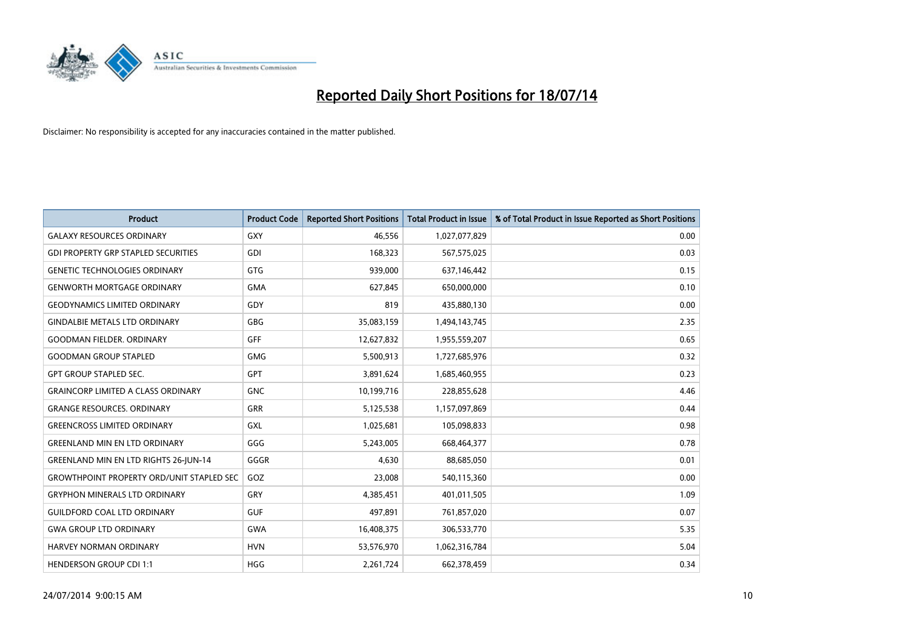# Reported Daily Short Positions for 18/07/14

Disclaimer: No responsibility is accepted for any inaccuracies contained in the matter published.

| Product | Product Code | Reported Short Positions | Total Product in Issue | % of Total Product in Issue Reported as Short Positions |
|---|---|---|---|---|
| GALAXY RESOURCES ORDINARY | GXY | 46,556 | 1,027,077,829 | 0.00 |
| GDI PROPERTY GRP STAPLED SECURITIES | GDI | 168,323 | 567,575,025 | 0.03 |
| GENETIC TECHNOLOGIES ORDINARY | GTG | 939,000 | 637,146,442 | 0.15 |
| GENWORTH MORTGAGE ORDINARY | GMA | 627,845 | 650,000,000 | 0.10 |
| GEODYNAMICS LIMITED ORDINARY | GDY | 819 | 435,880,130 | 0.00 |
| GINDALBIE METALS LTD ORDINARY | GBG | 35,083,159 | 1,494,143,745 | 2.35 |
| GOODMAN FIELDER. ORDINARY | GFF | 12,627,832 | 1,955,559,207 | 0.65 |
| GOODMAN GROUP STAPLED | GMG | 5,500,913 | 1,727,685,976 | 0.32 |
| GPT GROUP STAPLED SEC. | GPT | 3,891,624 | 1,685,460,955 | 0.23 |
| GRAINCORP LIMITED A CLASS ORDINARY | GNC | 10,199,716 | 228,855,628 | 4.46 |
| GRANGE RESOURCES. ORDINARY | GRR | 5,125,538 | 1,157,097,869 | 0.44 |
| GREENCROSS LIMITED ORDINARY | GXL | 1,025,681 | 105,098,833 | 0.98 |
| GREENLAND MIN EN LTD ORDINARY | GGG | 5,243,005 | 668,464,377 | 0.78 |
| GREENLAND MIN EN LTD RIGHTS 26-JUN-14 | GGGR | 4,630 | 88,685,050 | 0.01 |
| GROWTHPOINT PROPERTY ORD/UNIT STAPLED SEC | GOZ | 23,008 | 540,115,360 | 0.00 |
| GRYPHON MINERALS LTD ORDINARY | GRY | 4,385,451 | 401,011,505 | 1.09 |
| GUILDFORD COAL LTD ORDINARY | GUF | 497,891 | 761,857,020 | 0.07 |
| GWA GROUP LTD ORDINARY | GWA | 16,408,375 | 306,533,770 | 5.35 |
| HARVEY NORMAN ORDINARY | HVN | 53,576,970 | 1,062,316,784 | 5.04 |
| HENDERSON GROUP CDI 1:1 | HGG | 2,261,724 | 662,378,459 | 0.34 |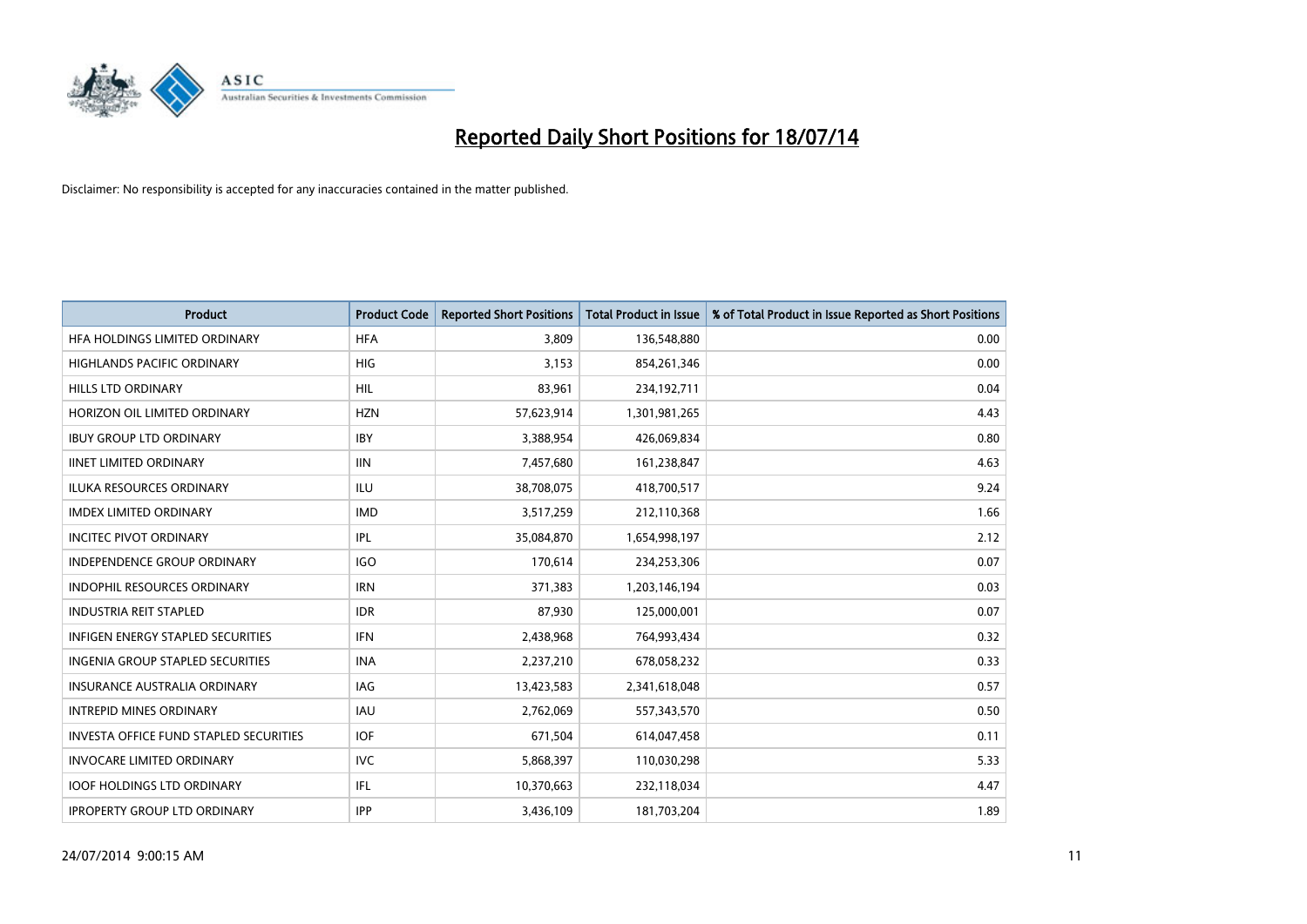# Reported Daily Short Positions for 18/07/14

Disclaimer: No responsibility is accepted for any inaccuracies contained in the matter published.

| Product | Product Code | Reported Short Positions | Total Product in Issue | % of Total Product in Issue Reported as Short Positions |
|---|---|---|---|---|
| HFA HOLDINGS LIMITED ORDINARY | HFA | 3,809 | 136,548,880 | 0.00 |
| HIGHLANDS PACIFIC ORDINARY | HIG | 3,153 | 854,261,346 | 0.00 |
| HILLS LTD ORDINARY | HIL | 83,961 | 234,192,711 | 0.04 |
| HORIZON OIL LIMITED ORDINARY | HZN | 57,623,914 | 1,301,981,265 | 4.43 |
| IBUY GROUP LTD ORDINARY | IBY | 3,388,954 | 426,069,834 | 0.80 |
| IINET LIMITED ORDINARY | IIN | 7,457,680 | 161,238,847 | 4.63 |
| ILUKA RESOURCES ORDINARY | ILU | 38,708,075 | 418,700,517 | 9.24 |
| IMDEX LIMITED ORDINARY | IMD | 3,517,259 | 212,110,368 | 1.66 |
| INCITEC PIVOT ORDINARY | IPL | 35,084,870 | 1,654,998,197 | 2.12 |
| INDEPENDENCE GROUP ORDINARY | IGO | 170,614 | 234,253,306 | 0.07 |
| INDOPHIL RESOURCES ORDINARY | IRN | 371,383 | 1,203,146,194 | 0.03 |
| INDUSTRIA REIT STAPLED | IDR | 87,930 | 125,000,001 | 0.07 |
| INFIGEN ENERGY STAPLED SECURITIES | IFN | 2,438,968 | 764,993,434 | 0.32 |
| INGENIA GROUP STAPLED SECURITIES | INA | 2,237,210 | 678,058,232 | 0.33 |
| INSURANCE AUSTRALIA ORDINARY | IAG | 13,423,583 | 2,341,618,048 | 0.57 |
| INTREPID MINES ORDINARY | IAU | 2,762,069 | 557,343,570 | 0.50 |
| INVESTA OFFICE FUND STAPLED SECURITIES | IOF | 671,504 | 614,047,458 | 0.11 |
| INVOCARE LIMITED ORDINARY | IVC | 5,868,397 | 110,030,298 | 5.33 |
| IOOF HOLDINGS LTD ORDINARY | IFL | 10,370,663 | 232,118,034 | 4.47 |
| IPROPERTY GROUP LTD ORDINARY | IPP | 3,436,109 | 181,703,204 | 1.89 |

24/07/2014 9:00:15 AM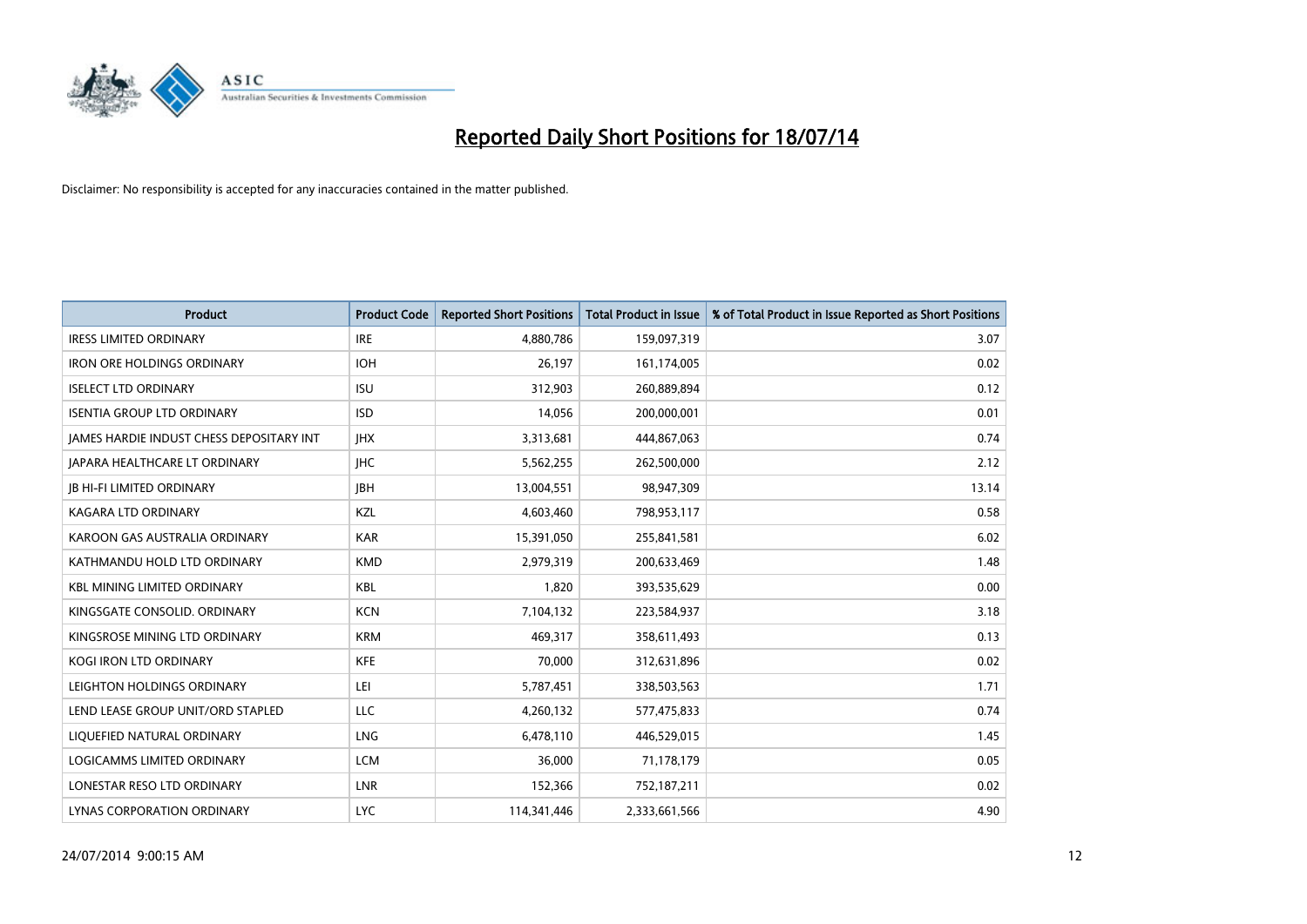# Reported Daily Short Positions for 18/07/14

Disclaimer: No responsibility is accepted for any inaccuracies contained in the matter published.

| Product | Product Code | Reported Short Positions | Total Product in Issue | % of Total Product in Issue Reported as Short Positions |
| --- | --- | --- | --- | --- |
| IRESS LIMITED ORDINARY | IRE | 4,880,786 | 159,097,319 | 3.07 |
| IRON ORE HOLDINGS ORDINARY | IOH | 26,197 | 161,174,005 | 0.02 |
| ISELECT LTD ORDINARY | ISU | 312,903 | 260,889,894 | 0.12 |
| ISENTIA GROUP LTD ORDINARY | ISD | 14,056 | 200,000,001 | 0.01 |
| JAMES HARDIE INDUST CHESS DEPOSITARY INT | JHX | 3,313,681 | 444,867,063 | 0.74 |
| JAPARA HEALTHCARE LT ORDINARY | JHC | 5,562,255 | 262,500,000 | 2.12 |
| JB HI-FI LIMITED ORDINARY | JBH | 13,004,551 | 98,947,309 | 13.14 |
| KAGARA LTD ORDINARY | KZL | 4,603,460 | 798,953,117 | 0.58 |
| KAROON GAS AUSTRALIA ORDINARY | KAR | 15,391,050 | 255,841,581 | 6.02 |
| KATHMANDU HOLD LTD ORDINARY | KMD | 2,979,319 | 200,633,469 | 1.48 |
| KBL MINING LIMITED ORDINARY | KBL | 1,820 | 393,535,629 | 0.00 |
| KINGSGATE CONSOLID. ORDINARY | KCN | 7,104,132 | 223,584,937 | 3.18 |
| KINGSROSE MINING LTD ORDINARY | KRM | 469,317 | 358,611,493 | 0.13 |
| KOGI IRON LTD ORDINARY | KFE | 70,000 | 312,631,896 | 0.02 |
| LEIGHTON HOLDINGS ORDINARY | LEI | 5,787,451 | 338,503,563 | 1.71 |
| LEND LEASE GROUP UNIT/ORD STAPLED | LLC | 4,260,132 | 577,475,833 | 0.74 |
| LIQUEFIED NATURAL ORDINARY | LNG | 6,478,110 | 446,529,015 | 1.45 |
| LOGICAMMS LIMITED ORDINARY | LCM | 36,000 | 71,178,179 | 0.05 |
| LONESTAR RESO LTD ORDINARY | LNR | 152,366 | 752,187,211 | 0.02 |
| LYNAS CORPORATION ORDINARY | LYC | 114,341,446 | 2,333,661,566 | 4.90 |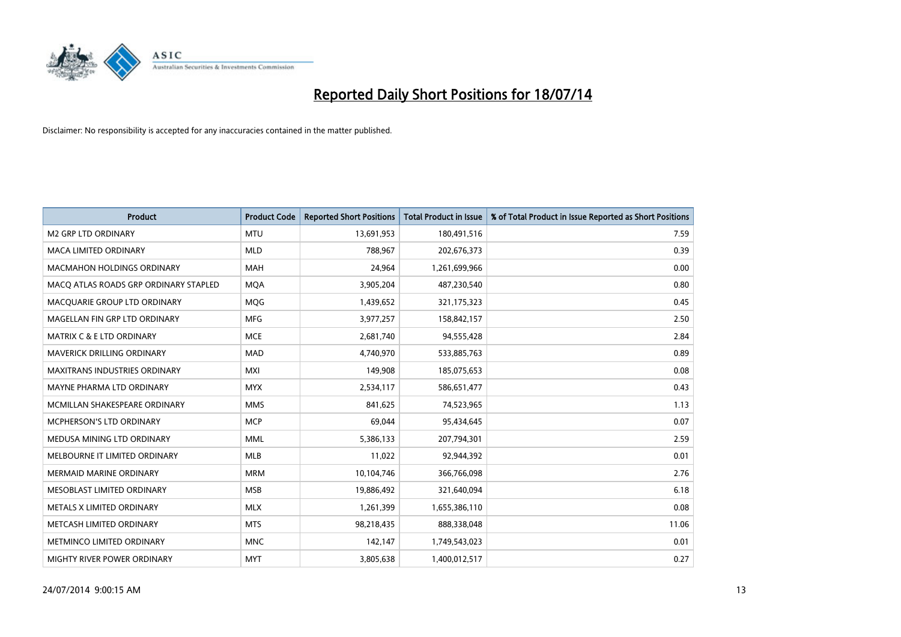# Reported Daily Short Positions for 18/07/14

Disclaimer: No responsibility is accepted for any inaccuracies contained in the matter published.

| Product | Product Code | Reported Short Positions | Total Product in Issue | % of Total Product in Issue Reported as Short Positions |
|---|---|---|---|---|
| M2 GRP LTD ORDINARY | MTU | 13,691,953 | 180,491,516 | 7.59 |
| MACA LIMITED ORDINARY | MLD | 788,967 | 202,676,373 | 0.39 |
| MACMAHON HOLDINGS ORDINARY | MAH | 24,964 | 1,261,699,966 | 0.00 |
| MACQ ATLAS ROADS GRP ORDINARY STAPLED | MQA | 3,905,204 | 487,230,540 | 0.80 |
| MACQUARIE GROUP LTD ORDINARY | MQG | 1,439,652 | 321,175,323 | 0.45 |
| MAGELLAN FIN GRP LTD ORDINARY | MFG | 3,977,257 | 158,842,157 | 2.50 |
| MATRIX C & E LTD ORDINARY | MCE | 2,681,740 | 94,555,428 | 2.84 |
| MAVERICK DRILLING ORDINARY | MAD | 4,740,970 | 533,885,763 | 0.89 |
| MAXITRANS INDUSTRIES ORDINARY | MXI | 149,908 | 185,075,653 | 0.08 |
| MAYNE PHARMA LTD ORDINARY | MYX | 2,534,117 | 586,651,477 | 0.43 |
| MCMILLAN SHAKESPEARE ORDINARY | MMS | 841,625 | 74,523,965 | 1.13 |
| MCPHERSON'S LTD ORDINARY | MCP | 69,044 | 95,434,645 | 0.07 |
| MEDUSA MINING LTD ORDINARY | MML | 5,386,133 | 207,794,301 | 2.59 |
| MELBOURNE IT LIMITED ORDINARY | MLB | 11,022 | 92,944,392 | 0.01 |
| MERMAID MARINE ORDINARY | MRM | 10,104,746 | 366,766,098 | 2.76 |
| MESOBLAST LIMITED ORDINARY | MSB | 19,886,492 | 321,640,094 | 6.18 |
| METALS X LIMITED ORDINARY | MLX | 1,261,399 | 1,655,386,110 | 0.08 |
| METCASH LIMITED ORDINARY | MTS | 98,218,435 | 888,338,048 | 11.06 |
| METMINCO LIMITED ORDINARY | MNC | 142,147 | 1,749,543,023 | 0.01 |
| MIGHTY RIVER POWER ORDINARY | MYT | 3,805,638 | 1,400,012,517 | 0.27 |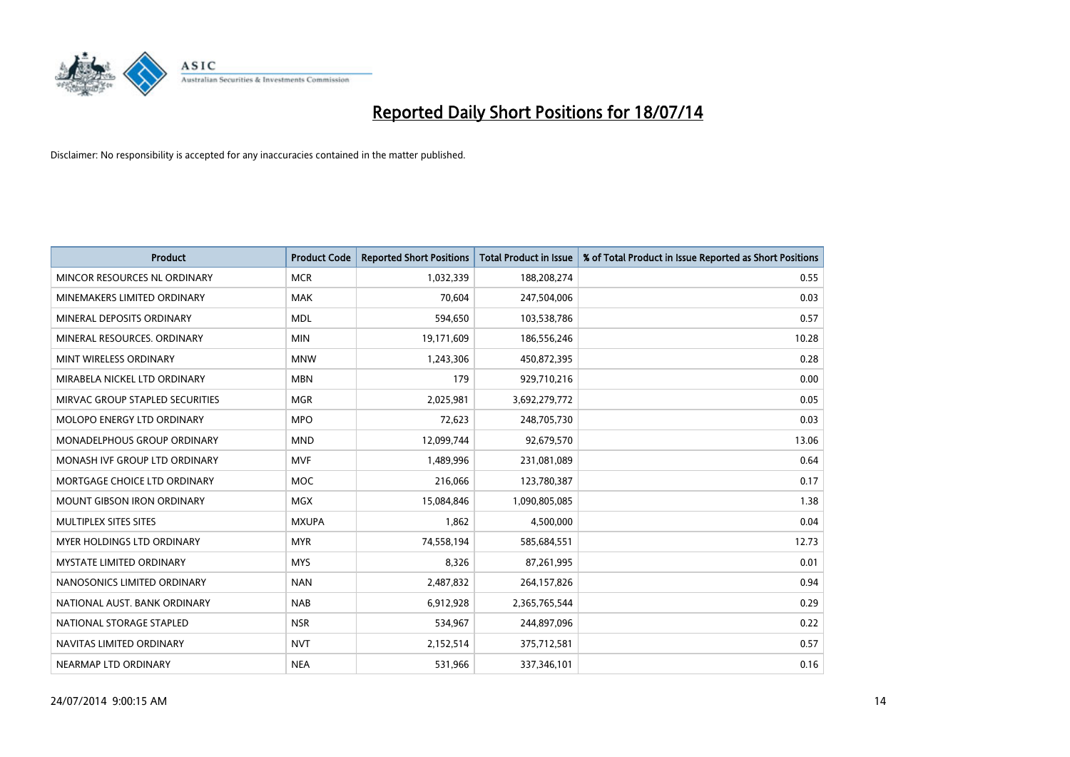# Reported Daily Short Positions for 18/07/14

Disclaimer: No responsibility is accepted for any inaccuracies contained in the matter published.

| Product | Product Code | Reported Short Positions | Total Product in Issue | % of Total Product in Issue Reported as Short Positions |
|---|---|---|---|---|
| MINCOR RESOURCES NL ORDINARY | MCR | 1,032,339 | 188,208,274 | 0.55 |
| MINEMAKERS LIMITED ORDINARY | MAK | 70,604 | 247,504,006 | 0.03 |
| MINERAL DEPOSITS ORDINARY | MDL | 594,650 | 103,538,786 | 0.57 |
| MINERAL RESOURCES. ORDINARY | MIN | 19,171,609 | 186,556,246 | 10.28 |
| MINT WIRELESS ORDINARY | MNW | 1,243,306 | 450,872,395 | 0.28 |
| MIRABELA NICKEL LTD ORDINARY | MBN | 179 | 929,710,216 | 0.00 |
| MIRVAC GROUP STAPLED SECURITIES | MGR | 2,025,981 | 3,692,279,772 | 0.05 |
| MOLOPO ENERGY LTD ORDINARY | MPO | 72,623 | 248,705,730 | 0.03 |
| MONADELPHOUS GROUP ORDINARY | MND | 12,099,744 | 92,679,570 | 13.06 |
| MONASH IVF GROUP LTD ORDINARY | MVF | 1,489,996 | 231,081,089 | 0.64 |
| MORTGAGE CHOICE LTD ORDINARY | MOC | 216,066 | 123,780,387 | 0.17 |
| MOUNT GIBSON IRON ORDINARY | MGX | 15,084,846 | 1,090,805,085 | 1.38 |
| MULTIPLEX SITES SITES | MXUPA | 1,862 | 4,500,000 | 0.04 |
| MYER HOLDINGS LTD ORDINARY | MYR | 74,558,194 | 585,684,551 | 12.73 |
| MYSTATE LIMITED ORDINARY | MYS | 8,326 | 87,261,995 | 0.01 |
| NANOSONICS LIMITED ORDINARY | NAN | 2,487,832 | 264,157,826 | 0.94 |
| NATIONAL AUST. BANK ORDINARY | NAB | 6,912,928 | 2,365,765,544 | 0.29 |
| NATIONAL STORAGE STAPLED | NSR | 534,967 | 244,897,096 | 0.22 |
| NAVITAS LIMITED ORDINARY | NVT | 2,152,514 | 375,712,581 | 0.57 |
| NEARMAP LTD ORDINARY | NEA | 531,966 | 337,346,101 | 0.16 |

24/07/2014 9:00:15 AM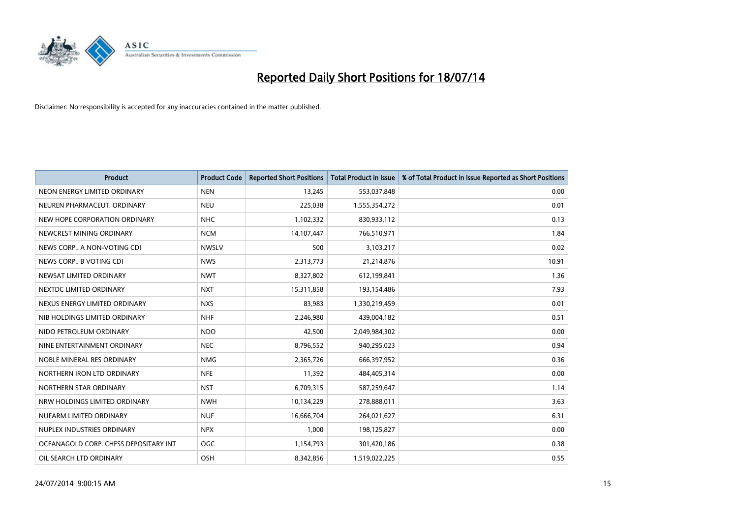# Reported Daily Short Positions for 18/07/14

Disclaimer: No responsibility is accepted for any inaccuracies contained in the matter published.

| Product | Product Code | Reported Short Positions | Total Product in Issue | % of Total Product in Issue Reported as Short Positions |
|---|---|---|---|---|
| NEON ENERGY LIMITED ORDINARY | NEN | 13,245 | 553,037,848 | 0.00 |
| NEUREN PHARMACEUT. ORDINARY | NEU | 225,038 | 1,555,354,272 | 0.01 |
| NEW HOPE CORPORATION ORDINARY | NHC | 1,102,332 | 830,933,112 | 0.13 |
| NEWCREST MINING ORDINARY | NCM | 14,107,447 | 766,510,971 | 1.84 |
| NEWS CORP.. A NON-VOTING CDI | NWSLV | 500 | 3,103,217 | 0.02 |
| NEWS CORP.. B VOTING CDI | NWS | 2,313,773 | 21,214,876 | 10.91 |
| NEWSAT LIMITED ORDINARY | NWT | 8,327,802 | 612,199,841 | 1.36 |
| NEXTDC LIMITED ORDINARY | NXT | 15,311,858 | 193,154,486 | 7.93 |
| NEXUS ENERGY LIMITED ORDINARY | NXS | 83,983 | 1,330,219,459 | 0.01 |
| NIB HOLDINGS LIMITED ORDINARY | NHF | 2,246,980 | 439,004,182 | 0.51 |
| NIDO PETROLEUM ORDINARY | NDO | 42,500 | 2,049,984,302 | 0.00 |
| NINE ENTERTAINMENT ORDINARY | NEC | 8,796,552 | 940,295,023 | 0.94 |
| NOBLE MINERAL RES ORDINARY | NMG | 2,365,726 | 666,397,952 | 0.36 |
| NORTHERN IRON LTD ORDINARY | NFE | 11,392 | 484,405,314 | 0.00 |
| NORTHERN STAR ORDINARY | NST | 6,709,315 | 587,259,647 | 1.14 |
| NRW HOLDINGS LIMITED ORDINARY | NWH | 10,134,229 | 278,888,011 | 3.63 |
| NUFARM LIMITED ORDINARY | NUF | 16,666,704 | 264,021,627 | 6.31 |
| NUPLEX INDUSTRIES ORDINARY | NPX | 1,000 | 198,125,827 | 0.00 |
| OCEANAGOLD CORP. CHESS DEPOSITARY INT | OGC | 1,154,793 | 301,420,186 | 0.38 |
| OIL SEARCH LTD ORDINARY | OSH | 8,342,856 | 1,519,022,225 | 0.55 |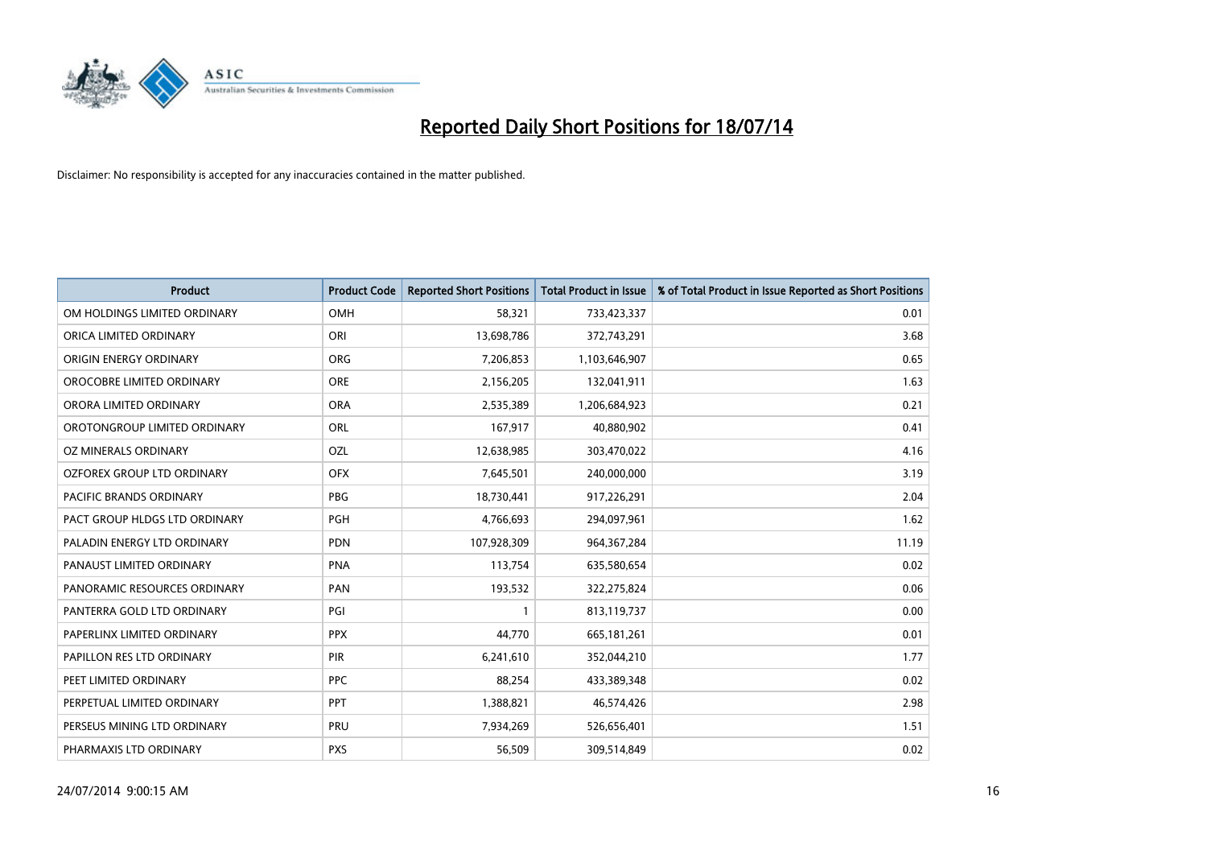# Reported Daily Short Positions for 18/07/14

Disclaimer: No responsibility is accepted for any inaccuracies contained in the matter published.

| Product | Product Code | Reported Short Positions | Total Product in Issue | % of Total Product in Issue Reported as Short Positions |
|---|---|---|---|---|
| OM HOLDINGS LIMITED ORDINARY | OMH | 58,321 | 733,423,337 | 0.01 |
| ORICA LIMITED ORDINARY | ORI | 13,698,786 | 372,743,291 | 3.68 |
| ORIGIN ENERGY ORDINARY | ORG | 7,206,853 | 1,103,646,907 | 0.65 |
| OROCOBRE LIMITED ORDINARY | ORE | 2,156,205 | 132,041,911 | 1.63 |
| ORORA LIMITED ORDINARY | ORA | 2,535,389 | 1,206,684,923 | 0.21 |
| OROTONGROUP LIMITED ORDINARY | ORL | 167,917 | 40,880,902 | 0.41 |
| OZ MINERALS ORDINARY | OZL | 12,638,985 | 303,470,022 | 4.16 |
| OZFOREX GROUP LTD ORDINARY | OFX | 7,645,501 | 240,000,000 | 3.19 |
| PACIFIC BRANDS ORDINARY | PBG | 18,730,441 | 917,226,291 | 2.04 |
| PACT GROUP HLDGS LTD ORDINARY | PGH | 4,766,693 | 294,097,961 | 1.62 |
| PALADIN ENERGY LTD ORDINARY | PDN | 107,928,309 | 964,367,284 | 11.19 |
| PANAUST LIMITED ORDINARY | PNA | 113,754 | 635,580,654 | 0.02 |
| PANORAMIC RESOURCES ORDINARY | PAN | 193,532 | 322,275,824 | 0.06 |
| PANTERRA GOLD LTD ORDINARY | PGI | 1 | 813,119,737 | 0.00 |
| PAPERLINX LIMITED ORDINARY | PPX | 44,770 | 665,181,261 | 0.01 |
| PAPILLON RES LTD ORDINARY | PIR | 6,241,610 | 352,044,210 | 1.77 |
| PEET LIMITED ORDINARY | PPC | 88,254 | 433,389,348 | 0.02 |
| PERPETUAL LIMITED ORDINARY | PPT | 1,388,821 | 46,574,426 | 2.98 |
| PERSEUS MINING LTD ORDINARY | PRU | 7,934,269 | 526,656,401 | 1.51 |
| PHARMAXIS LTD ORDINARY | PXS | 56,509 | 309,514,849 | 0.02 |

24/07/2014 9:00:15 AM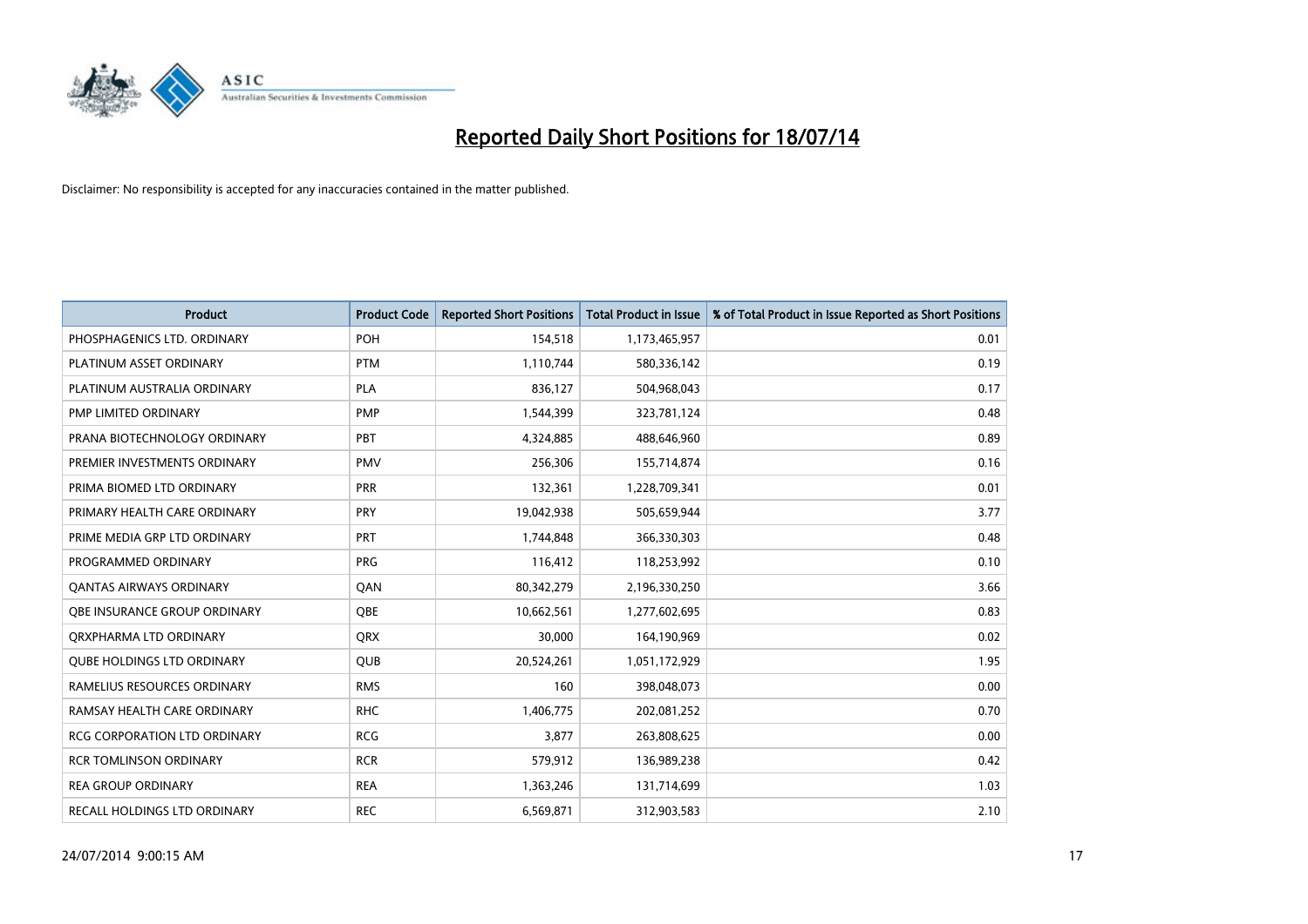# Reported Daily Short Positions for 18/07/14

Disclaimer: No responsibility is accepted for any inaccuracies contained in the matter published.

| Product | Product Code | Reported Short Positions | Total Product in Issue | % of Total Product in Issue Reported as Short Positions |
| --- | --- | --- | --- | --- |
| PHOSPHAGENICS LTD. ORDINARY | POH | 154,518 | 1,173,465,957 | 0.01 |
| PLATINUM ASSET ORDINARY | PTM | 1,110,744 | 580,336,142 | 0.19 |
| PLATINUM AUSTRALIA ORDINARY | PLA | 836,127 | 504,968,043 | 0.17 |
| PMP LIMITED ORDINARY | PMP | 1,544,399 | 323,781,124 | 0.48 |
| PRANA BIOTECHNOLOGY ORDINARY | PBT | 4,324,885 | 488,646,960 | 0.89 |
| PREMIER INVESTMENTS ORDINARY | PMV | 256,306 | 155,714,874 | 0.16 |
| PRIMA BIOMED LTD ORDINARY | PRR | 132,361 | 1,228,709,341 | 0.01 |
| PRIMARY HEALTH CARE ORDINARY | PRY | 19,042,938 | 505,659,944 | 3.77 |
| PRIME MEDIA GRP LTD ORDINARY | PRT | 1,744,848 | 366,330,303 | 0.48 |
| PROGRAMMED ORDINARY | PRG | 116,412 | 118,253,992 | 0.10 |
| QANTAS AIRWAYS ORDINARY | QAN | 80,342,279 | 2,196,330,250 | 3.66 |
| QBE INSURANCE GROUP ORDINARY | QBE | 10,662,561 | 1,277,602,695 | 0.83 |
| QRXPHARMA LTD ORDINARY | QRX | 30,000 | 164,190,969 | 0.02 |
| QUBE HOLDINGS LTD ORDINARY | QUB | 20,524,261 | 1,051,172,929 | 1.95 |
| RAMELIUS RESOURCES ORDINARY | RMS | 160 | 398,048,073 | 0.00 |
| RAMSAY HEALTH CARE ORDINARY | RHC | 1,406,775 | 202,081,252 | 0.70 |
| RCG CORPORATION LTD ORDINARY | RCG | 3,877 | 263,808,625 | 0.00 |
| RCR TOMLINSON ORDINARY | RCR | 579,912 | 136,989,238 | 0.42 |
| REA GROUP ORDINARY | REA | 1,363,246 | 131,714,699 | 1.03 |
| RECALL HOLDINGS LTD ORDINARY | REC | 6,569,871 | 312,903,583 | 2.10 |

24/07/2014 9:00:15 AM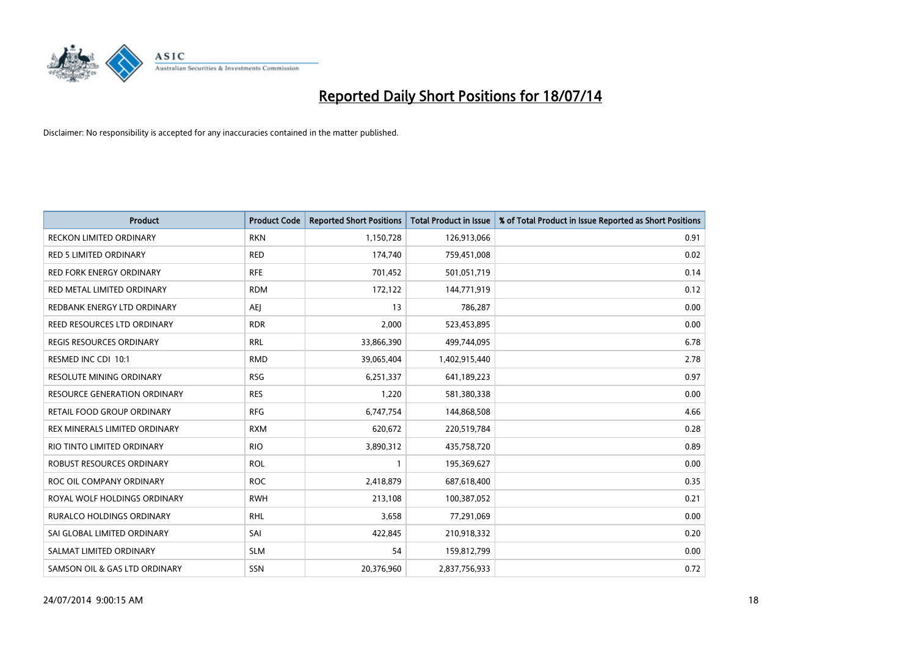# Reported Daily Short Positions for 18/07/14

Disclaimer: No responsibility is accepted for any inaccuracies contained in the matter published.

| Product | Product Code | Reported Short Positions | Total Product in Issue | % of Total Product in Issue Reported as Short Positions |
|---|---|---|---|---|
| RECKON LIMITED ORDINARY | RKN | 1,150,728 | 126,913,066 | 0.91 |
| RED 5 LIMITED ORDINARY | RED | 174,740 | 759,451,008 | 0.02 |
| RED FORK ENERGY ORDINARY | RFE | 701,452 | 501,051,719 | 0.14 |
| RED METAL LIMITED ORDINARY | RDM | 172,122 | 144,771,919 | 0.12 |
| REDBANK ENERGY LTD ORDINARY | AEJ | 13 | 786,287 | 0.00 |
| REED RESOURCES LTD ORDINARY | RDR | 2,000 | 523,453,895 | 0.00 |
| REGIS RESOURCES ORDINARY | RRL | 33,866,390 | 499,744,095 | 6.78 |
| RESMED INC CDI 10:1 | RMD | 39,065,404 | 1,402,915,440 | 2.78 |
| RESOLUTE MINING ORDINARY | RSG | 6,251,337 | 641,189,223 | 0.97 |
| RESOURCE GENERATION ORDINARY | RES | 1,220 | 581,380,338 | 0.00 |
| RETAIL FOOD GROUP ORDINARY | RFG | 6,747,754 | 144,868,508 | 4.66 |
| REX MINERALS LIMITED ORDINARY | RXM | 620,672 | 220,519,784 | 0.28 |
| RIO TINTO LIMITED ORDINARY | RIO | 3,890,312 | 435,758,720 | 0.89 |
| ROBUST RESOURCES ORDINARY | ROL | 1 | 195,369,627 | 0.00 |
| ROC OIL COMPANY ORDINARY | ROC | 2,418,879 | 687,618,400 | 0.35 |
| ROYAL WOLF HOLDINGS ORDINARY | RWH | 213,108 | 100,387,052 | 0.21 |
| RURALCO HOLDINGS ORDINARY | RHL | 3,658 | 77,291,069 | 0.00 |
| SAI GLOBAL LIMITED ORDINARY | SAI | 422,845 | 210,918,332 | 0.20 |
| SALMAT LIMITED ORDINARY | SLM | 54 | 159,812,799 | 0.00 |
| SAMSON OIL & GAS LTD ORDINARY | SSN | 20,376,960 | 2,837,756,933 | 0.72 |

24/07/2014 9:00:15 AM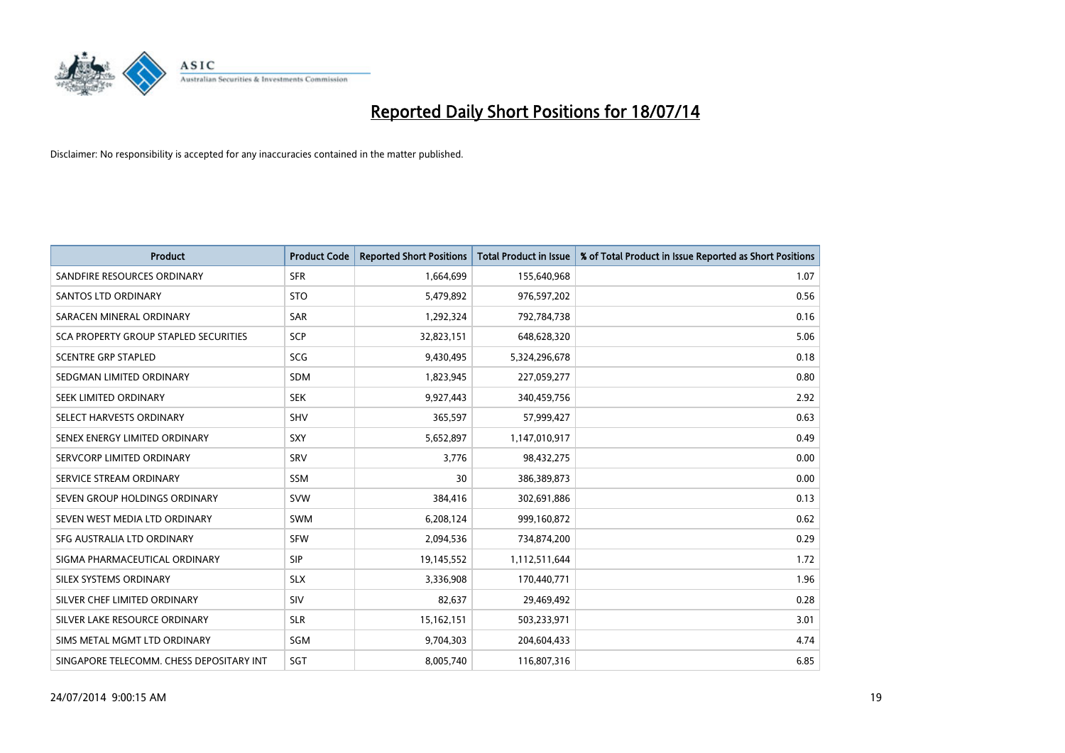# Reported Daily Short Positions for 18/07/14

Disclaimer: No responsibility is accepted for any inaccuracies contained in the matter published.

| Product | Product Code | Reported Short Positions | Total Product in Issue | % of Total Product in Issue Reported as Short Positions |
|---|---|---|---|---|
| SANDFIRE RESOURCES ORDINARY | SFR | 1,664,699 | 155,640,968 | 1.07 |
| SANTOS LTD ORDINARY | STO | 5,479,892 | 976,597,202 | 0.56 |
| SARACEN MINERAL ORDINARY | SAR | 1,292,324 | 792,784,738 | 0.16 |
| SCA PROPERTY GROUP STAPLED SECURITIES | SCP | 32,823,151 | 648,628,320 | 5.06 |
| SCENTRE GRP STAPLED | SCG | 9,430,495 | 5,324,296,678 | 0.18 |
| SEDGMAN LIMITED ORDINARY | SDM | 1,823,945 | 227,059,277 | 0.80 |
| SEEK LIMITED ORDINARY | SEK | 9,927,443 | 340,459,756 | 2.92 |
| SELECT HARVESTS ORDINARY | SHV | 365,597 | 57,999,427 | 0.63 |
| SENEX ENERGY LIMITED ORDINARY | SXY | 5,652,897 | 1,147,010,917 | 0.49 |
| SERVCORP LIMITED ORDINARY | SRV | 3,776 | 98,432,275 | 0.00 |
| SERVICE STREAM ORDINARY | SSM | 30 | 386,389,873 | 0.00 |
| SEVEN GROUP HOLDINGS ORDINARY | SVW | 384,416 | 302,691,886 | 0.13 |
| SEVEN WEST MEDIA LTD ORDINARY | SWM | 6,208,124 | 999,160,872 | 0.62 |
| SFG AUSTRALIA LTD ORDINARY | SFW | 2,094,536 | 734,874,200 | 0.29 |
| SIGMA PHARMACEUTICAL ORDINARY | SIP | 19,145,552 | 1,112,511,644 | 1.72 |
| SILEX SYSTEMS ORDINARY | SLX | 3,336,908 | 170,440,771 | 1.96 |
| SILVER CHEF LIMITED ORDINARY | SIV | 82,637 | 29,469,492 | 0.28 |
| SILVER LAKE RESOURCE ORDINARY | SLR | 15,162,151 | 503,233,971 | 3.01 |
| SIMS METAL MGMT LTD ORDINARY | SGM | 9,704,303 | 204,604,433 | 4.74 |
| SINGAPORE TELECOMM. CHESS DEPOSITARY INT | SGT | 8,005,740 | 116,807,316 | 6.85 |

24/07/2014 9:00:15 AM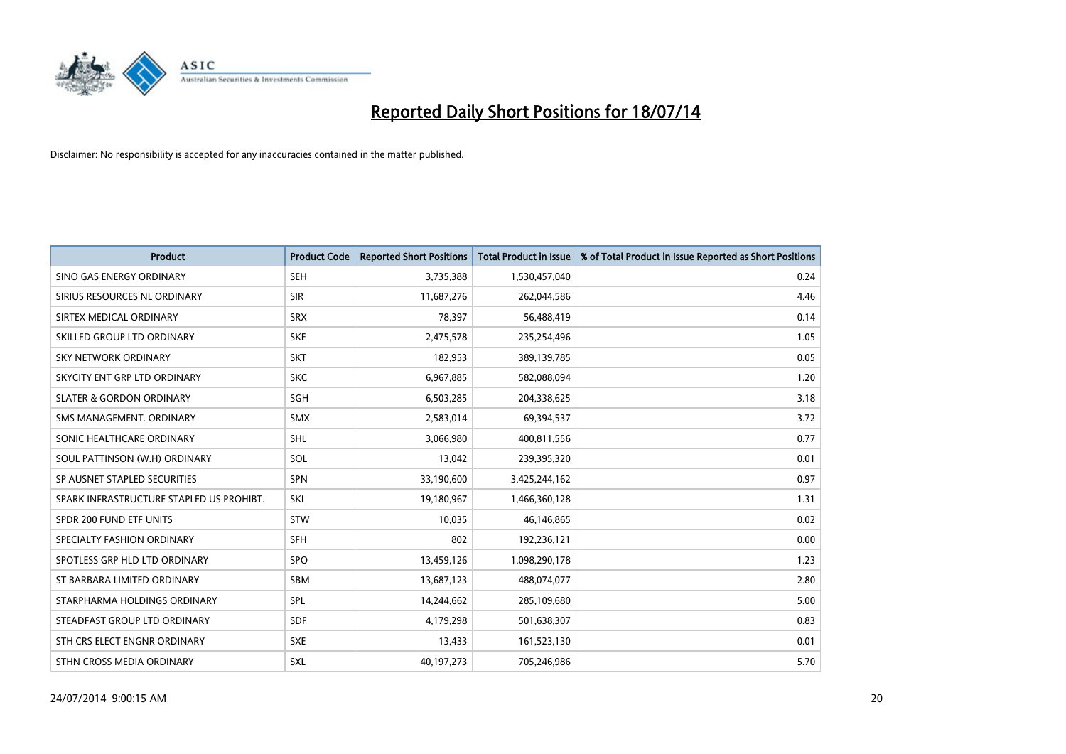# Reported Daily Short Positions for 18/07/14

Disclaimer: No responsibility is accepted for any inaccuracies contained in the matter published.

| Product | Product Code | Reported Short Positions | Total Product in Issue | % of Total Product in Issue Reported as Short Positions |
|---|---|---|---|---|
| SINO GAS ENERGY ORDINARY | SEH | 3,735,388 | 1,530,457,040 | 0.24 |
| SIRIUS RESOURCES NL ORDINARY | SIR | 11,687,276 | 262,044,586 | 4.46 |
| SIRTEX MEDICAL ORDINARY | SRX | 78,397 | 56,488,419 | 0.14 |
| SKILLED GROUP LTD ORDINARY | SKE | 2,475,578 | 235,254,496 | 1.05 |
| SKY NETWORK ORDINARY | SKT | 182,953 | 389,139,785 | 0.05 |
| SKYCITY ENT GRP LTD ORDINARY | SKC | 6,967,885 | 582,088,094 | 1.20 |
| SLATER & GORDON ORDINARY | SGH | 6,503,285 | 204,338,625 | 3.18 |
| SMS MANAGEMENT. ORDINARY | SMX | 2,583,014 | 69,394,537 | 3.72 |
| SONIC HEALTHCARE ORDINARY | SHL | 3,066,980 | 400,811,556 | 0.77 |
| SOUL PATTINSON (W.H) ORDINARY | SOL | 13,042 | 239,395,320 | 0.01 |
| SP AUSNET STAPLED SECURITIES | SPN | 33,190,600 | 3,425,244,162 | 0.97 |
| SPARK INFRASTRUCTURE STAPLED US PROHIBT. | SKI | 19,180,967 | 1,466,360,128 | 1.31 |
| SPDR 200 FUND ETF UNITS | STW | 10,035 | 46,146,865 | 0.02 |
| SPECIALTY FASHION ORDINARY | SFH | 802 | 192,236,121 | 0.00 |
| SPOTLESS GRP HLD LTD ORDINARY | SPO | 13,459,126 | 1,098,290,178 | 1.23 |
| ST BARBARA LIMITED ORDINARY | SBM | 13,687,123 | 488,074,077 | 2.80 |
| STARPHARMA HOLDINGS ORDINARY | SPL | 14,244,662 | 285,109,680 | 5.00 |
| STEADFAST GROUP LTD ORDINARY | SDF | 4,179,298 | 501,638,307 | 0.83 |
| STH CRS ELECT ENGNR ORDINARY | SXE | 13,433 | 161,523,130 | 0.01 |
| STHN CROSS MEDIA ORDINARY | SXL | 40,197,273 | 705,246,986 | 5.70 |

24/07/2014 9:00:15 AM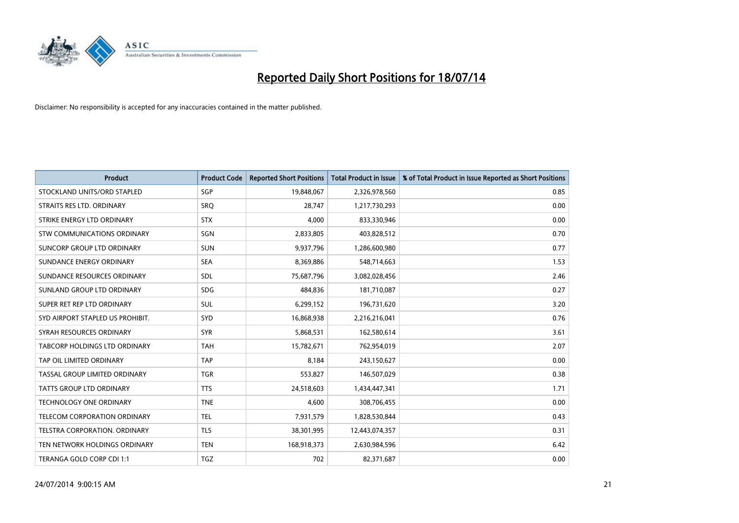# Reported Daily Short Positions for 18/07/14

Disclaimer: No responsibility is accepted for any inaccuracies contained in the matter published.

| Product | Product Code | Reported Short Positions | Total Product in Issue | % of Total Product in Issue Reported as Short Positions |
|---|---|---|---|---|
| STOCKLAND UNITS/ORD STAPLED | SGP | 19,848,067 | 2,326,978,560 | 0.85 |
| STRAITS RES LTD. ORDINARY | SRQ | 28,747 | 1,217,730,293 | 0.00 |
| STRIKE ENERGY LTD ORDINARY | STX | 4,000 | 833,330,946 | 0.00 |
| STW COMMUNICATIONS ORDINARY | SGN | 2,833,805 | 403,828,512 | 0.70 |
| SUNCORP GROUP LTD ORDINARY | SUN | 9,937,796 | 1,286,600,980 | 0.77 |
| SUNDANCE ENERGY ORDINARY | SEA | 8,369,886 | 548,714,663 | 1.53 |
| SUNDANCE RESOURCES ORDINARY | SDL | 75,687,796 | 3,082,028,456 | 2.46 |
| SUNLAND GROUP LTD ORDINARY | SDG | 484,836 | 181,710,087 | 0.27 |
| SUPER RET REP LTD ORDINARY | SUL | 6,299,152 | 196,731,620 | 3.20 |
| SYD AIRPORT STAPLED US PROHIBIT. | SYD | 16,868,938 | 2,216,216,041 | 0.76 |
| SYRAH RESOURCES ORDINARY | SYR | 5,868,531 | 162,580,614 | 3.61 |
| TABCORP HOLDINGS LTD ORDINARY | TAH | 15,782,671 | 762,954,019 | 2.07 |
| TAP OIL LIMITED ORDINARY | TAP | 8,184 | 243,150,627 | 0.00 |
| TASSAL GROUP LIMITED ORDINARY | TGR | 553,827 | 146,507,029 | 0.38 |
| TATTS GROUP LTD ORDINARY | TTS | 24,518,603 | 1,434,447,341 | 1.71 |
| TECHNOLOGY ONE ORDINARY | TNE | 4,600 | 308,706,455 | 0.00 |
| TELECOM CORPORATION ORDINARY | TEL | 7,931,579 | 1,828,530,844 | 0.43 |
| TELSTRA CORPORATION. ORDINARY | TLS | 38,301,995 | 12,443,074,357 | 0.31 |
| TEN NETWORK HOLDINGS ORDINARY | TEN | 168,918,373 | 2,630,984,596 | 6.42 |
| TERANGA GOLD CORP CDI 1:1 | TGZ | 702 | 82,371,687 | 0.00 |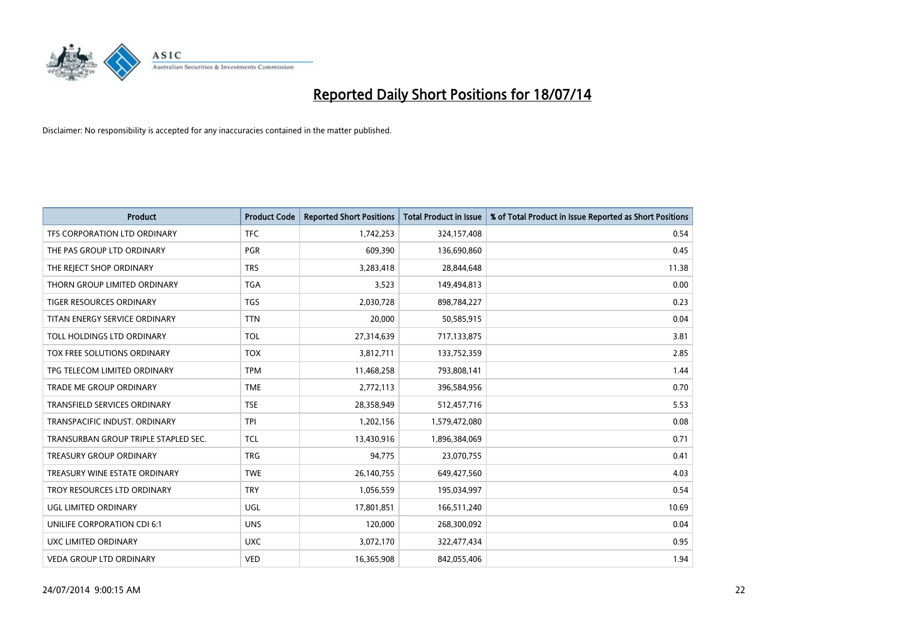# Reported Daily Short Positions for 18/07/14

Disclaimer: No responsibility is accepted for any inaccuracies contained in the matter published.

| Product | Product Code | Reported Short Positions | Total Product in Issue | % of Total Product in Issue Reported as Short Positions |
|---|---|---|---|---|
| TFS CORPORATION LTD ORDINARY | TFC | 1,742,253 | 324,157,408 | 0.54 |
| THE PAS GROUP LTD ORDINARY | PGR | 609,390 | 136,690,860 | 0.45 |
| THE REJECT SHOP ORDINARY | TRS | 3,283,418 | 28,844,648 | 11.38 |
| THORN GROUP LIMITED ORDINARY | TGA | 3,523 | 149,494,813 | 0.00 |
| TIGER RESOURCES ORDINARY | TGS | 2,030,728 | 898,784,227 | 0.23 |
| TITAN ENERGY SERVICE ORDINARY | TTN | 20,000 | 50,585,915 | 0.04 |
| TOLL HOLDINGS LTD ORDINARY | TOL | 27,314,639 | 717,133,875 | 3.81 |
| TOX FREE SOLUTIONS ORDINARY | TOX | 3,812,711 | 133,752,359 | 2.85 |
| TPG TELECOM LIMITED ORDINARY | TPM | 11,468,258 | 793,808,141 | 1.44 |
| TRADE ME GROUP ORDINARY | TME | 2,772,113 | 396,584,956 | 0.70 |
| TRANSFIELD SERVICES ORDINARY | TSE | 28,358,949 | 512,457,716 | 5.53 |
| TRANSPACIFIC INDUST. ORDINARY | TPI | 1,202,156 | 1,579,472,080 | 0.08 |
| TRANSURBAN GROUP TRIPLE STAPLED SEC. | TCL | 13,430,916 | 1,896,384,069 | 0.71 |
| TREASURY GROUP ORDINARY | TRG | 94,775 | 23,070,755 | 0.41 |
| TREASURY WINE ESTATE ORDINARY | TWE | 26,140,755 | 649,427,560 | 4.03 |
| TROY RESOURCES LTD ORDINARY | TRY | 1,056,559 | 195,034,997 | 0.54 |
| UGL LIMITED ORDINARY | UGL | 17,801,851 | 166,511,240 | 10.69 |
| UNILIFE CORPORATION CDI 6:1 | UNS | 120,000 | 268,300,092 | 0.04 |
| UXC LIMITED ORDINARY | UXC | 3,072,170 | 322,477,434 | 0.95 |
| VEDA GROUP LTD ORDINARY | VED | 16,365,908 | 842,055,406 | 1.94 |

24/07/2014 9:00:15 AM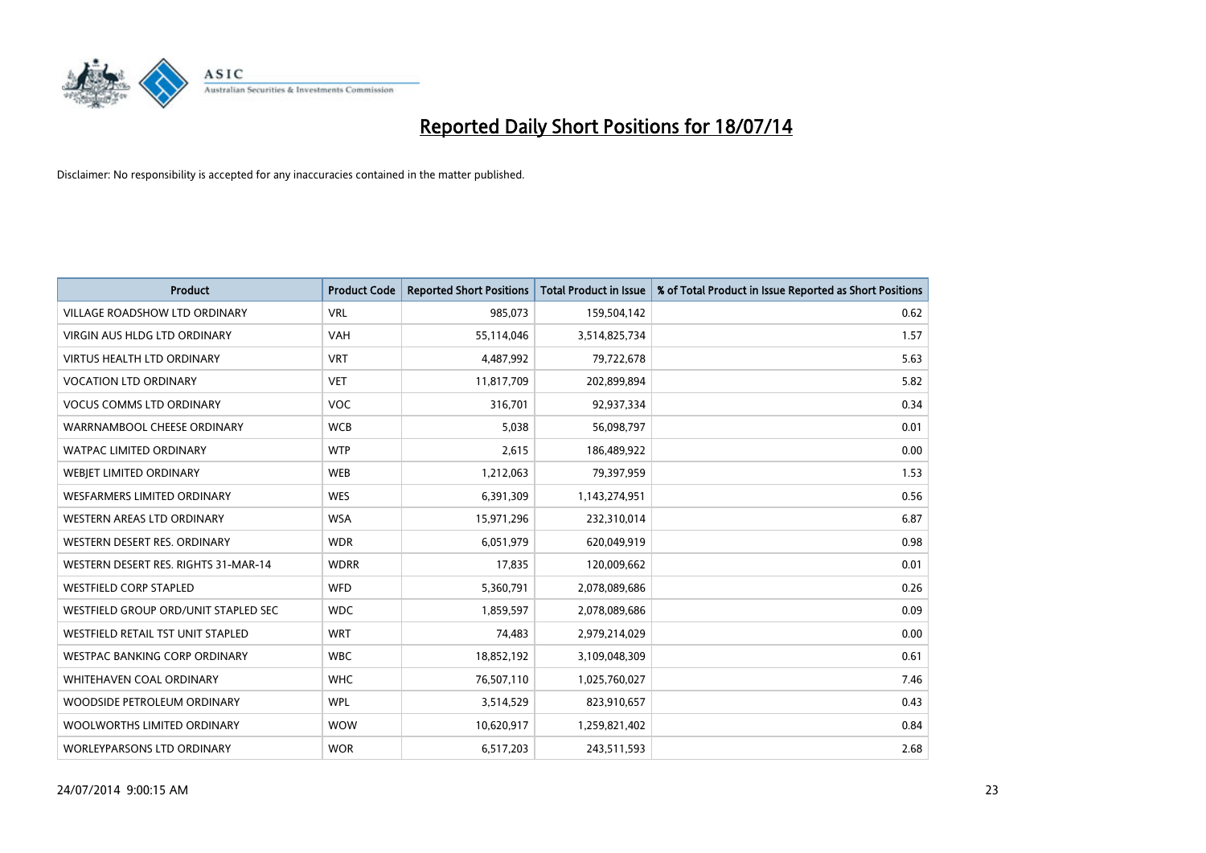# Reported Daily Short Positions for 18/07/14

Disclaimer: No responsibility is accepted for any inaccuracies contained in the matter published.

| Product | Product Code | Reported Short Positions | Total Product in Issue | % of Total Product in Issue Reported as Short Positions |
|---|---|---|---|---|
| VILLAGE ROADSHOW LTD ORDINARY | VRL | 985,073 | 159,504,142 | 0.62 |
| VIRGIN AUS HLDG LTD ORDINARY | VAH | 55,114,046 | 3,514,825,734 | 1.57 |
| VIRTUS HEALTH LTD ORDINARY | VRT | 4,487,992 | 79,722,678 | 5.63 |
| VOCATION LTD ORDINARY | VET | 11,817,709 | 202,899,894 | 5.82 |
| VOCUS COMMS LTD ORDINARY | VOC | 316,701 | 92,937,334 | 0.34 |
| WARRNAMBOOL CHEESE ORDINARY | WCB | 5,038 | 56,098,797 | 0.01 |
| WATPAC LIMITED ORDINARY | WTP | 2,615 | 186,489,922 | 0.00 |
| WEBJET LIMITED ORDINARY | WEB | 1,212,063 | 79,397,959 | 1.53 |
| WESFARMERS LIMITED ORDINARY | WES | 6,391,309 | 1,143,274,951 | 0.56 |
| WESTERN AREAS LTD ORDINARY | WSA | 15,971,296 | 232,310,014 | 6.87 |
| WESTERN DESERT RES. ORDINARY | WDR | 6,051,979 | 620,049,919 | 0.98 |
| WESTERN DESERT RES. RIGHTS 31-MAR-14 | WDRR | 17,835 | 120,009,662 | 0.01 |
| WESTFIELD CORP STAPLED | WFD | 5,360,791 | 2,078,089,686 | 0.26 |
| WESTFIELD GROUP ORD/UNIT STAPLED SEC | WDC | 1,859,597 | 2,078,089,686 | 0.09 |
| WESTFIELD RETAIL TST UNIT STAPLED | WRT | 74,483 | 2,979,214,029 | 0.00 |
| WESTPAC BANKING CORP ORDINARY | WBC | 18,852,192 | 3,109,048,309 | 0.61 |
| WHITEHAVEN COAL ORDINARY | WHC | 76,507,110 | 1,025,760,027 | 7.46 |
| WOODSIDE PETROLEUM ORDINARY | WPL | 3,514,529 | 823,910,657 | 0.43 |
| WOOLWORTHS LIMITED ORDINARY | WOW | 10,620,917 | 1,259,821,402 | 0.84 |
| WORLEYPARSONS LTD ORDINARY | WOR | 6,517,203 | 243,511,593 | 2.68 |

24/07/2014 9:00:15 AM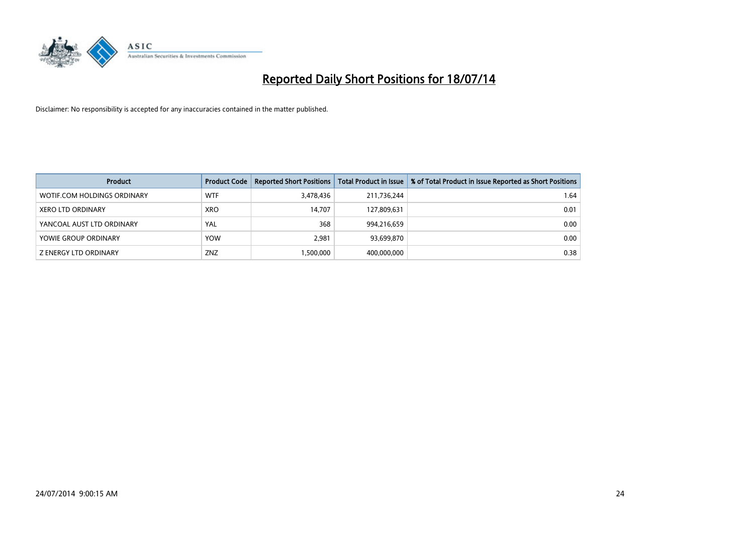# Reported Daily Short Positions for 18/07/14

Disclaimer: No responsibility is accepted for any inaccuracies contained in the matter published.

| Product | Product Code | Reported Short Positions | Total Product in Issue | % of Total Product in Issue Reported as Short Positions |
|---|---|---|---|---|
| WOTIF.COM HOLDINGS ORDINARY | WTF | 3,478,436 | 211,736,244 | 1.64 |
| XERO LTD ORDINARY | XRO | 14,707 | 127,809,631 | 0.01 |
| YANCOAL AUST LTD ORDINARY | YAL | 368 | 994,216,659 | 0.00 |
| YOWIE GROUP ORDINARY | YOW | 2,981 | 93,699,870 | 0.00 |
| Z ENERGY LTD ORDINARY | ZNZ | 1,500,000 | 400,000,000 | 0.38 |

24/07/2014 9:00:15 AM